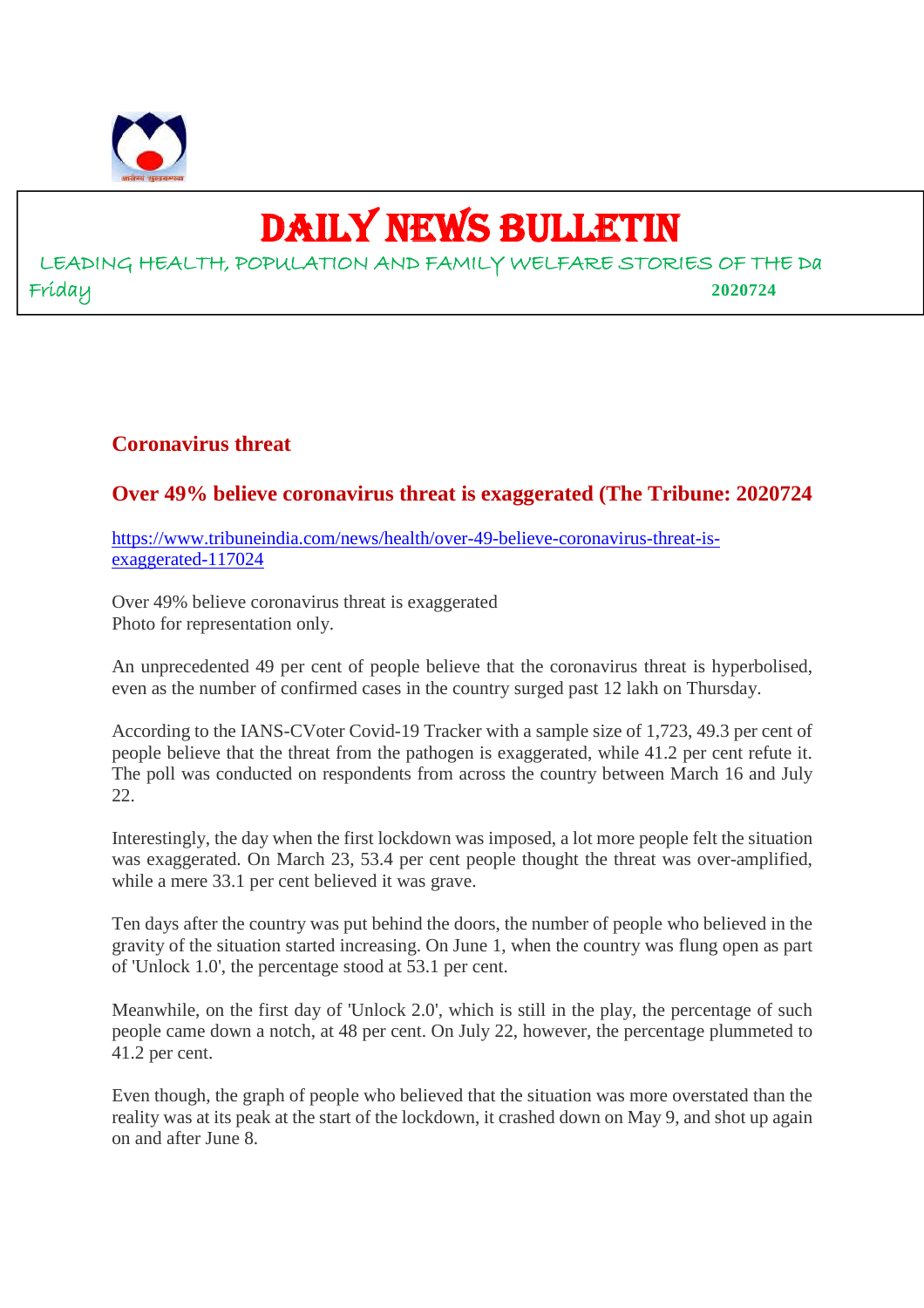# DAILY NEWS BULLETIN

LEADING HEALTH, POPULATION AND FAMILY WELFARE STORIES OF THE Da

Friday **2020724**

## Coronavirus threat

## Over 49% believe coronavirus threat is exaggerated (The Tribune: 2020724

https://www.tribuneindia.com/news/health/over-49-believe-coronavirus-threat-is-exaggerated-117024

Over 49% believe coronavirus threat is exaggerated
Photo for representation only.

An unprecedented 49 per cent of people believe that the coronavirus threat is hyperbolised, even as the number of confirmed cases in the country surged past 12 lakh on Thursday.

According to the IANS-CVoter Covid-19 Tracker with a sample size of 1,723, 49.3 per cent of people believe that the threat from the pathogen is exaggerated, while 41.2 per cent refute it. The poll was conducted on respondents from across the country between March 16 and July 22.

Interestingly, the day when the first lockdown was imposed, a lot more people felt the situation was exaggerated. On March 23, 53.4 per cent people thought the threat was over-amplified, while a mere 33.1 per cent believed it was grave.

Ten days after the country was put behind the doors, the number of people who believed in the gravity of the situation started increasing. On June 1, when the country was flung open as part of 'Unlock 1.0', the percentage stood at 53.1 per cent.

Meanwhile, on the first day of 'Unlock 2.0', which is still in the play, the percentage of such people came down a notch, at 48 per cent. On July 22, however, the percentage plummeted to 41.2 per cent.

Even though, the graph of people who believed that the situation was more overstated than the reality was at its peak at the start of the lockdown, it crashed down on May 9, and shot up again on and after June 8.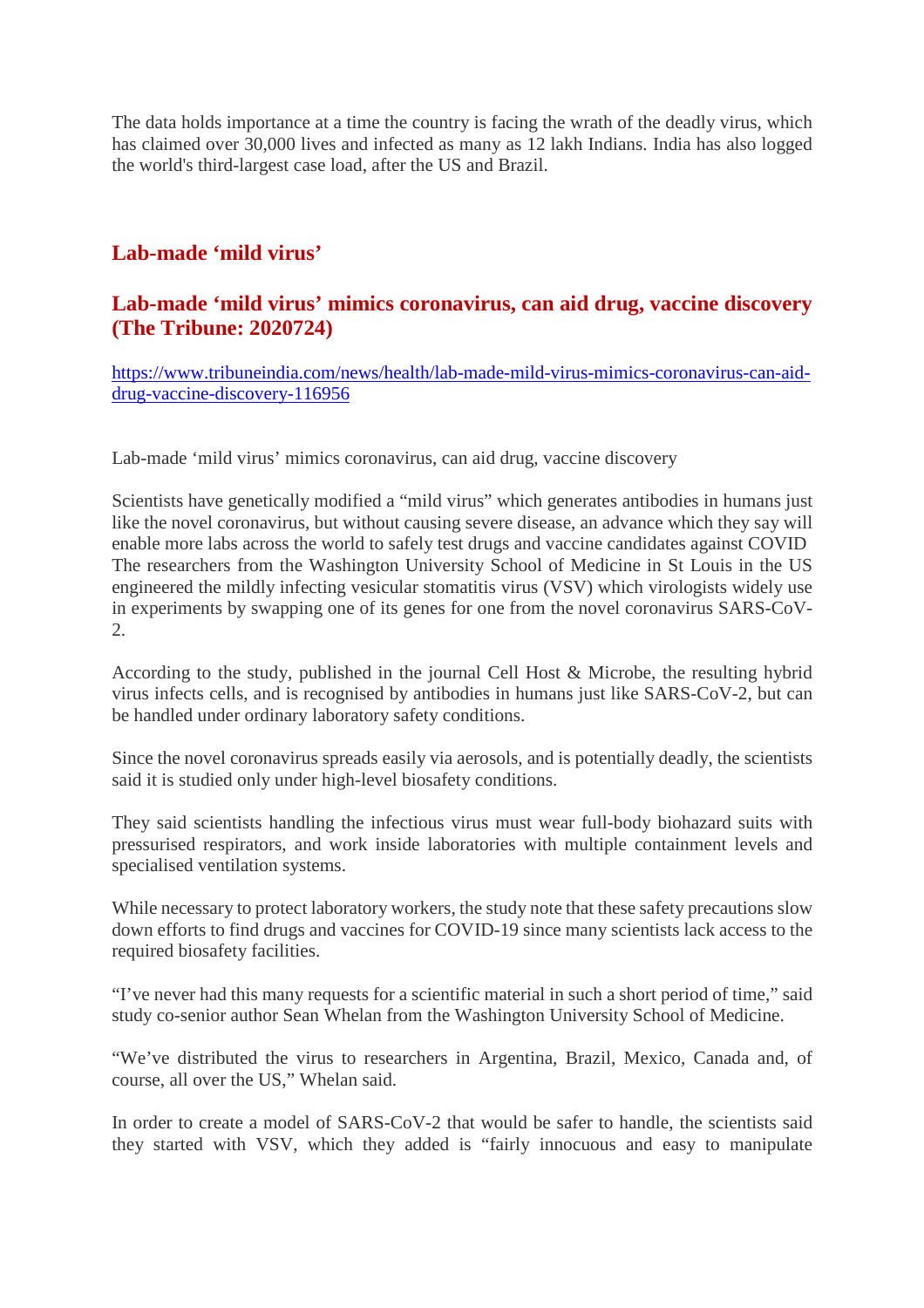The data holds importance at a time the country is facing the wrath of the deadly virus, which has claimed over 30,000 lives and infected as many as 12 lakh Indians. India has also logged the world's third-largest case load, after the US and Brazil.

## Lab-made ‘mild virus’

## Lab-made ‘mild virus’ mimics coronavirus, can aid drug, vaccine discovery (The Tribune: 2020724)

https://www.tribuneindia.com/news/health/lab-made-mild-virus-mimics-coronavirus-can-aid-drug-vaccine-discovery-116956

Lab-made ‘mild virus’ mimics coronavirus, can aid drug, vaccine discovery

Scientists have genetically modified a “mild virus” which generates antibodies in humans just like the novel coronavirus, but without causing severe disease, an advance which they say will enable more labs across the world to safely test drugs and vaccine candidates against COVID The researchers from the Washington University School of Medicine in St Louis in the US engineered the mildly infecting vesicular stomatitis virus (VSV) which virologists widely use in experiments by swapping one of its genes for one from the novel coronavirus SARS-CoV-2.

According to the study, published in the journal Cell Host & Microbe, the resulting hybrid virus infects cells, and is recognised by antibodies in humans just like SARS-CoV-2, but can be handled under ordinary laboratory safety conditions.

Since the novel coronavirus spreads easily via aerosols, and is potentially deadly, the scientists said it is studied only under high-level biosafety conditions.

They said scientists handling the infectious virus must wear full-body biohazard suits with pressurised respirators, and work inside laboratories with multiple containment levels and specialised ventilation systems.

While necessary to protect laboratory workers, the study note that these safety precautions slow down efforts to find drugs and vaccines for COVID-19 since many scientists lack access to the required biosafety facilities.

“I’ve never had this many requests for a scientific material in such a short period of time,” said study co-senior author Sean Whelan from the Washington University School of Medicine.

“We’ve distributed the virus to researchers in Argentina, Brazil, Mexico, Canada and, of course, all over the US,” Whelan said.

In order to create a model of SARS-CoV-2 that would be safer to handle, the scientists said they started with VSV, which they added is “fairly innocuous and easy to manipulate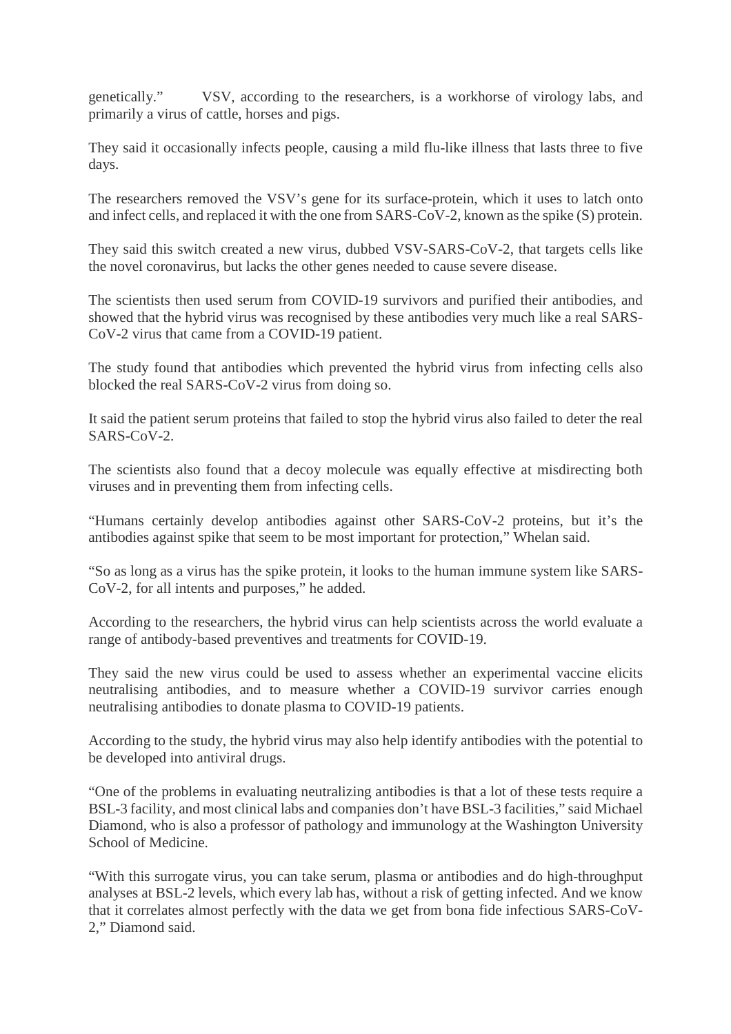genetically." VSV, according to the researchers, is a workhorse of virology labs, and primarily a virus of cattle, horses and pigs.

They said it occasionally infects people, causing a mild flu-like illness that lasts three to five days.

The researchers removed the VSV's gene for its surface-protein, which it uses to latch onto and infect cells, and replaced it with the one from SARS-CoV-2, known as the spike (S) protein.

They said this switch created a new virus, dubbed VSV-SARS-CoV-2, that targets cells like the novel coronavirus, but lacks the other genes needed to cause severe disease.

The scientists then used serum from COVID-19 survivors and purified their antibodies, and showed that the hybrid virus was recognised by these antibodies very much like a real SARS-CoV-2 virus that came from a COVID-19 patient.

The study found that antibodies which prevented the hybrid virus from infecting cells also blocked the real SARS-CoV-2 virus from doing so.

It said the patient serum proteins that failed to stop the hybrid virus also failed to deter the real SARS-CoV-2.

The scientists also found that a decoy molecule was equally effective at misdirecting both viruses and in preventing them from infecting cells.

"Humans certainly develop antibodies against other SARS-CoV-2 proteins, but it's the antibodies against spike that seem to be most important for protection," Whelan said.

"So as long as a virus has the spike protein, it looks to the human immune system like SARS-CoV-2, for all intents and purposes," he added.

According to the researchers, the hybrid virus can help scientists across the world evaluate a range of antibody-based preventives and treatments for COVID-19.

They said the new virus could be used to assess whether an experimental vaccine elicits neutralising antibodies, and to measure whether a COVID-19 survivor carries enough neutralising antibodies to donate plasma to COVID-19 patients.

According to the study, the hybrid virus may also help identify antibodies with the potential to be developed into antiviral drugs.

"One of the problems in evaluating neutralizing antibodies is that a lot of these tests require a BSL-3 facility, and most clinical labs and companies don't have BSL-3 facilities," said Michael Diamond, who is also a professor of pathology and immunology at the Washington University School of Medicine.

"With this surrogate virus, you can take serum, plasma or antibodies and do high-throughput analyses at BSL-2 levels, which every lab has, without a risk of getting infected. And we know that it correlates almost perfectly with the data we get from bona fide infectious SARS-CoV-2," Diamond said.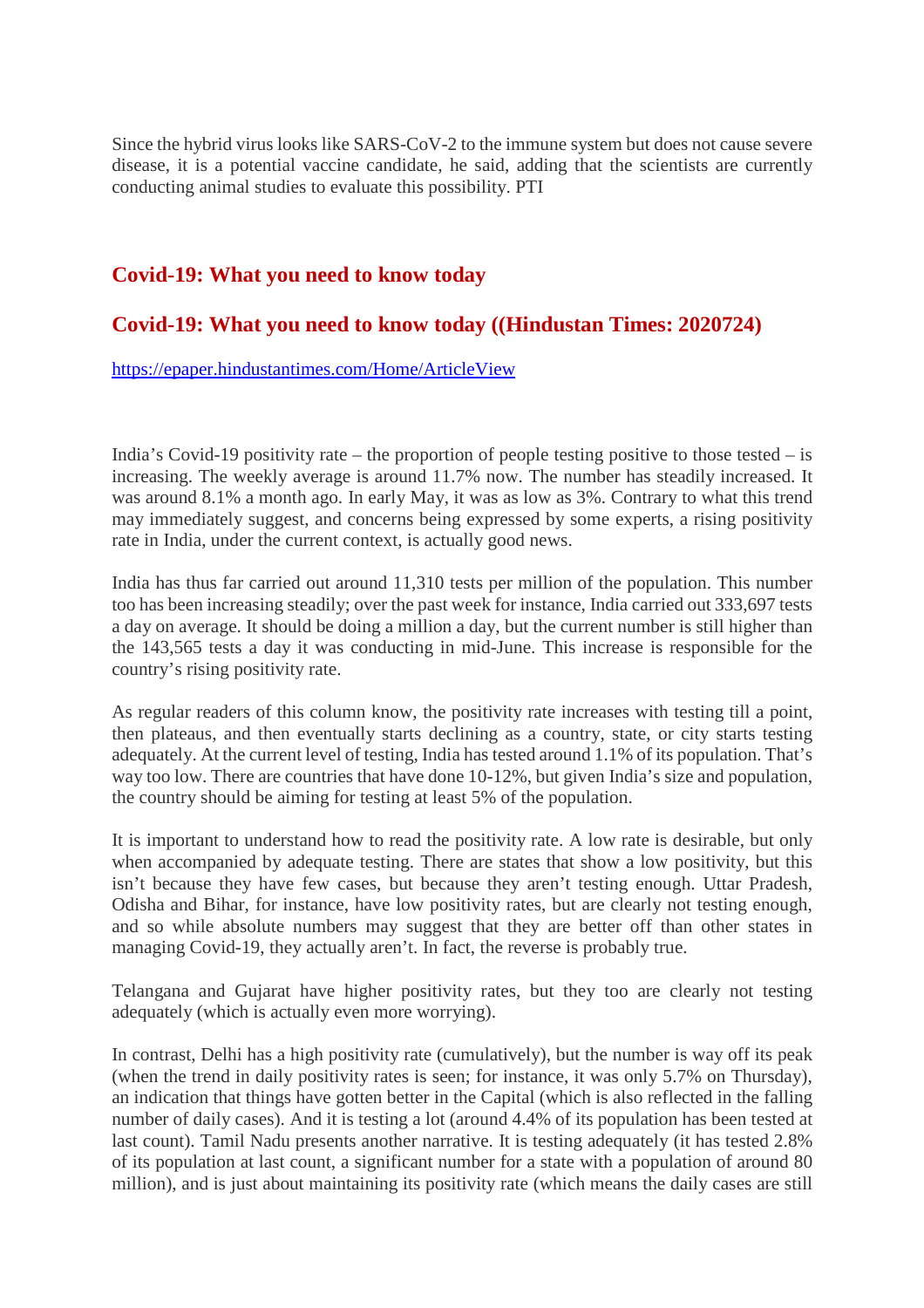Since the hybrid virus looks like SARS-CoV-2 to the immune system but does not cause severe disease, it is a potential vaccine candidate, he said, adding that the scientists are currently conducting animal studies to evaluate this possibility. PTI

## Covid-19: What you need to know today

## Covid-19: What you need to know today ((Hindustan Times: 2020724)

https://epaper.hindustantimes.com/Home/ArticleView

India's Covid-19 positivity rate – the proportion of people testing positive to those tested – is increasing. The weekly average is around 11.7% now. The number has steadily increased. It was around 8.1% a month ago. In early May, it was as low as 3%. Contrary to what this trend may immediately suggest, and concerns being expressed by some experts, a rising positivity rate in India, under the current context, is actually good news.

India has thus far carried out around 11,310 tests per million of the population. This number too has been increasing steadily; over the past week for instance, India carried out 333,697 tests a day on average. It should be doing a million a day, but the current number is still higher than the 143,565 tests a day it was conducting in mid-June. This increase is responsible for the country's rising positivity rate.

As regular readers of this column know, the positivity rate increases with testing till a point, then plateaus, and then eventually starts declining as a country, state, or city starts testing adequately. At the current level of testing, India has tested around 1.1% of its population. That's way too low. There are countries that have done 10-12%, but given India's size and population, the country should be aiming for testing at least 5% of the population.

It is important to understand how to read the positivity rate. A low rate is desirable, but only when accompanied by adequate testing. There are states that show a low positivity, but this isn't because they have few cases, but because they aren't testing enough. Uttar Pradesh, Odisha and Bihar, for instance, have low positivity rates, but are clearly not testing enough, and so while absolute numbers may suggest that they are better off than other states in managing Covid-19, they actually aren't. In fact, the reverse is probably true.

Telangana and Gujarat have higher positivity rates, but they too are clearly not testing adequately (which is actually even more worrying).

In contrast, Delhi has a high positivity rate (cumulatively), but the number is way off its peak (when the trend in daily positivity rates is seen; for instance, it was only 5.7% on Thursday), an indication that things have gotten better in the Capital (which is also reflected in the falling number of daily cases). And it is testing a lot (around 4.4% of its population has been tested at last count). Tamil Nadu presents another narrative. It is testing adequately (it has tested 2.8% of its population at last count, a significant number for a state with a population of around 80 million), and is just about maintaining its positivity rate (which means the daily cases are still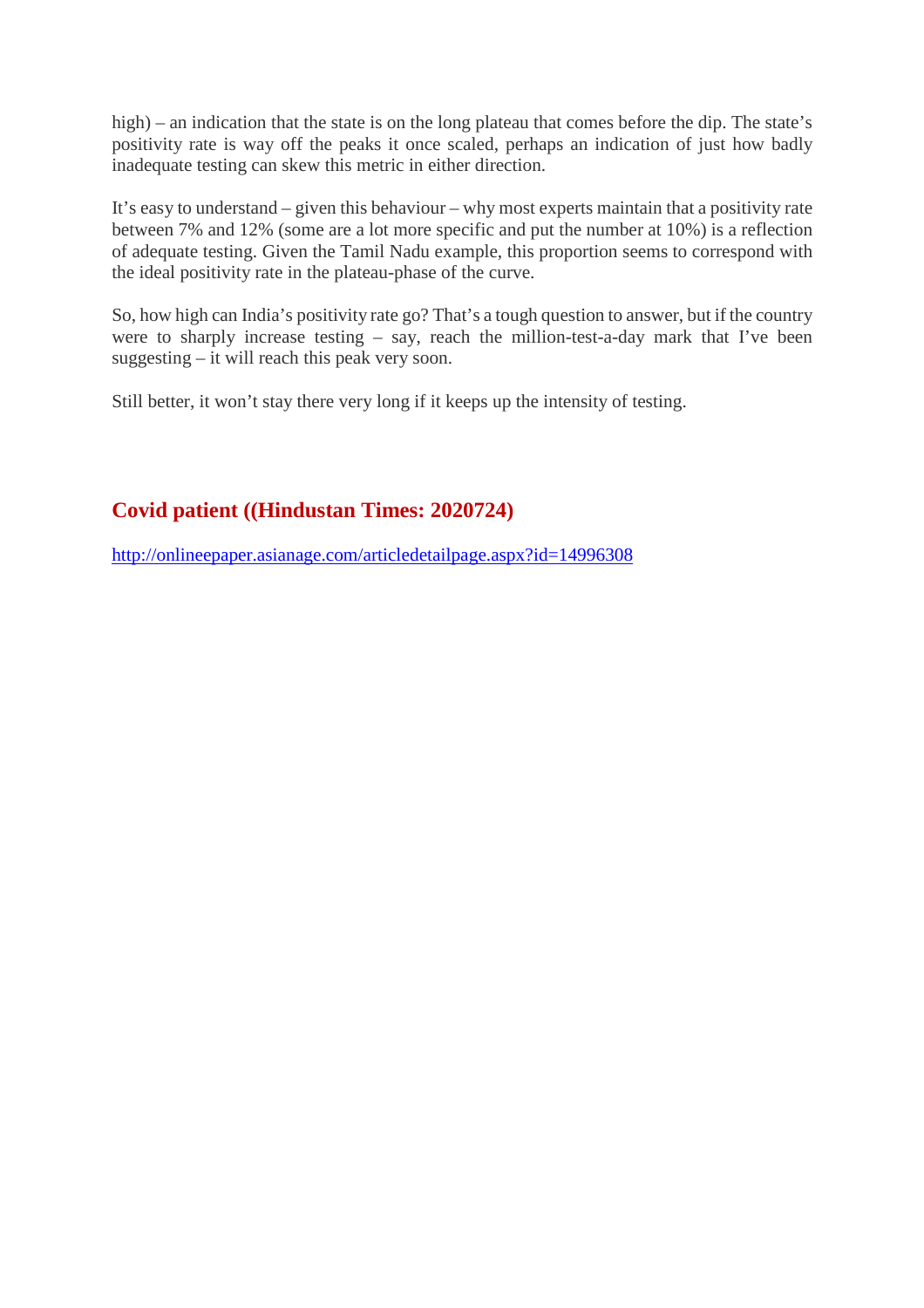high) – an indication that the state is on the long plateau that comes before the dip. The state's positivity rate is way off the peaks it once scaled, perhaps an indication of just how badly inadequate testing can skew this metric in either direction.

It's easy to understand – given this behaviour – why most experts maintain that a positivity rate between 7% and 12% (some are a lot more specific and put the number at 10%) is a reflection of adequate testing. Given the Tamil Nadu example, this proportion seems to correspond with the ideal positivity rate in the plateau-phase of the curve.

So, how high can India's positivity rate go? That's a tough question to answer, but if the country were to sharply increase testing – say, reach the million-test-a-day mark that I've been suggesting – it will reach this peak very soon.

Still better, it won't stay there very long if it keeps up the intensity of testing.

## Covid patient ((Hindustan Times: 2020724)

http://onlineepaper.asianage.com/articledetailpage.aspx?id=14996308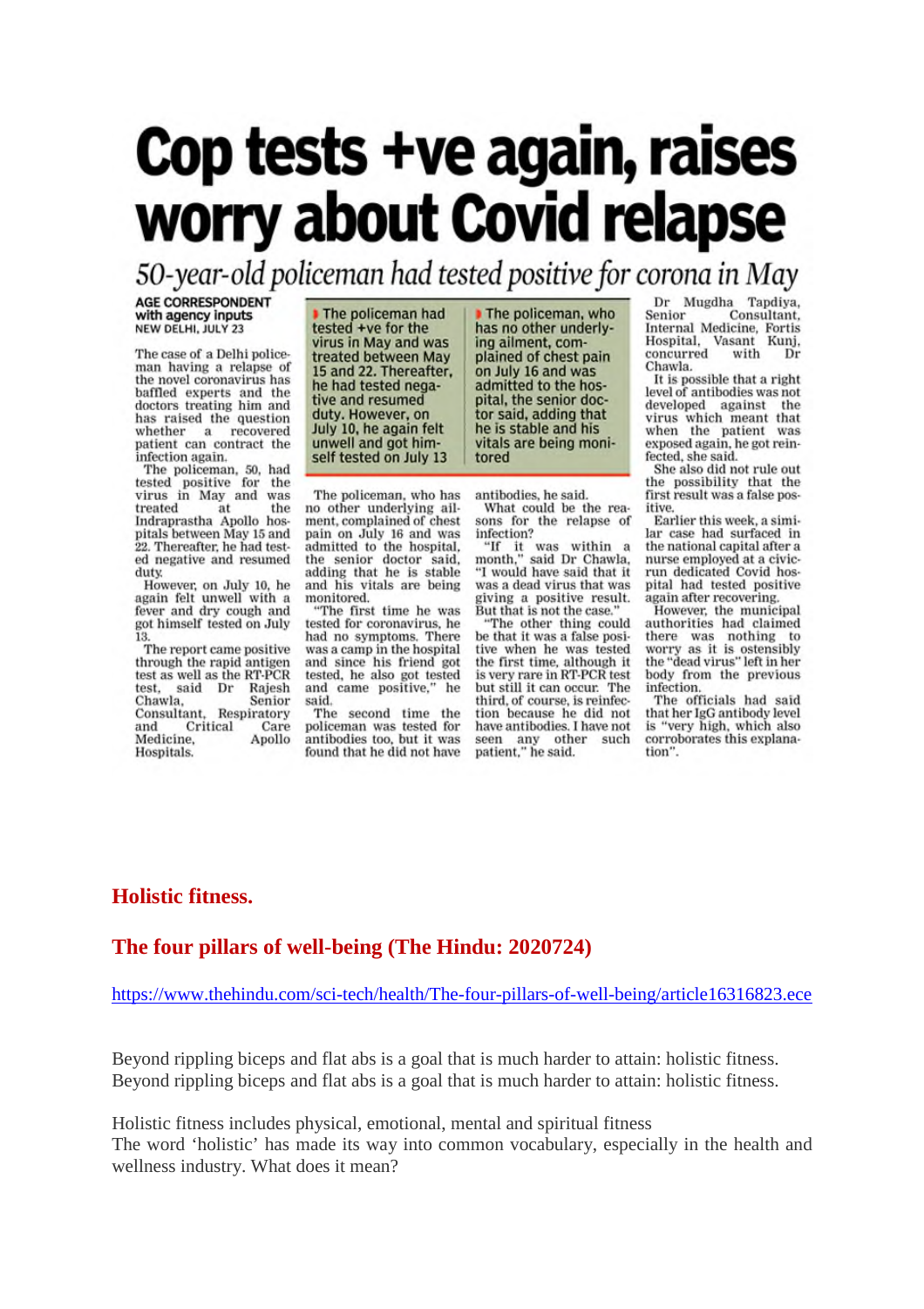# Cop tests +ve again, raises worry about Covid relapse

*50-year-old policeman had tested positive for corona in May*

**AGE CORRESPONDENT**
**with agency inputs**
NEW DELHI, JULY 23

The case of a Delhi policeman having a relapse of the novel coronavirus has baffled experts and the doctors treating him and has raised the question whether a recovered patient can contract the infection again.

The policeman, 50, had tested positive for the virus in May and was treated at the Indraprastha Apollo hospitals between May 15 and 22. Thereafter, he had tested negative and resumed duty.

However, on July 10, he again felt unwell with a fever and dry cough and got himself tested on July 13.

The report came positive through the rapid antigen test as well as the RT-PCR test, said Dr Rajesh Chawla, Senior Consultant, Respiratory and Critical Care Medicine, Apollo Hospitals.

> The policeman had tested +ve for the virus in May and was treated between May 15 and 22. Thereafter, he had tested negative and resumed duty. However, on July 10, he again felt unwell and got himself tested on July 13

> The policeman, who has no other underlying ailment, complained of chest pain on July 16 and was admitted to the hospital, the senior doctor said, adding that he is stable and his vitals are being monitored

The policeman, who has no other underlying ailment, complained of chest pain on July 16 and was admitted to the hospital, the senior doctor said, adding that he is stable and his vitals are being monitored.

"The first time he was tested for coronavirus, he had no symptoms. There was a camp in the hospital and since his friend got tested, he also got tested and came positive," he said.

The second time the policeman was tested for antibodies too, but it was found that he did not have antibodies, he said.

What could be the reasons for the relapse of infection?

"If it was within a month," said Dr Chawla, "I would have said that it was a dead virus that was giving a positive result. But that is not the case."

"The other thing could be that it was a false positive when he was tested the first time, although it is very rare in RT-PCR test but still it can occur. The third, of course, is reinfection because he did not have antibodies. I have not seen any other such patient," he said.

Dr Mugdha Tapdiya, Senior Consultant, Internal Medicine, Fortis Hospital, Vasant Kunj, concurred with Dr Chawla.

It is possible that a right level of antibodies was not developed against the virus which meant that when the patient was exposed again, he got reinfected, she said.

She also did not rule out the possibility that the first result was a false positive.

Earlier this week, a similar case had surfaced in the national capital after a nurse employed at a civic-run dedicated Covid hospital had tested positive again after recovering.

However, the municipal authorities had claimed there was nothing to worry as it is ostensibly the "dead virus" left in her body from the previous infection.

The officials had said that her IgG antibody level is "very high, which also corroborates this explanation".

## Holistic fitness.

## The four pillars of well-being (The Hindu: 2020724)

https://www.thehindu.com/sci-tech/health/The-four-pillars-of-well-being/article16316823.ece

Beyond rippling biceps and flat abs is a goal that is much harder to attain: holistic fitness.
Beyond rippling biceps and flat abs is a goal that is much harder to attain: holistic fitness.

Holistic fitness includes physical, emotional, mental and spiritual fitness
The word 'holistic' has made its way into common vocabulary, especially in the health and wellness industry. What does it mean?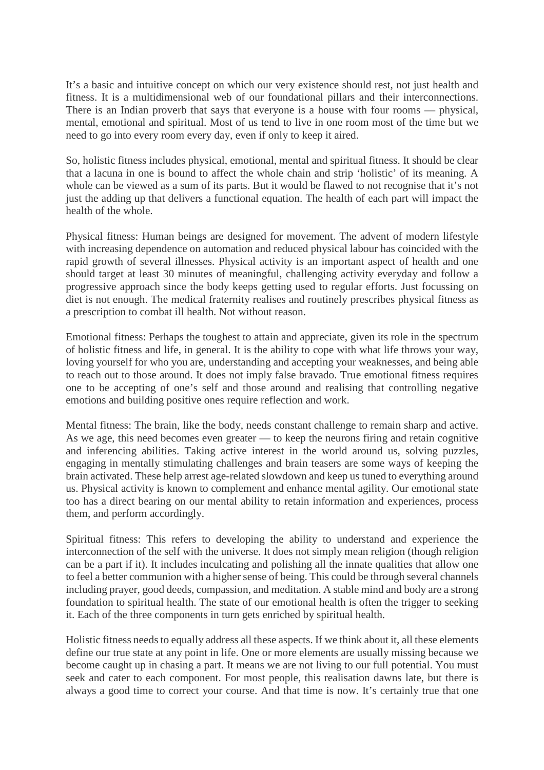It's a basic and intuitive concept on which our very existence should rest, not just health and fitness. It is a multidimensional web of our foundational pillars and their interconnections. There is an Indian proverb that says that everyone is a house with four rooms — physical, mental, emotional and spiritual. Most of us tend to live in one room most of the time but we need to go into every room every day, even if only to keep it aired.

So, holistic fitness includes physical, emotional, mental and spiritual fitness. It should be clear that a lacuna in one is bound to affect the whole chain and strip 'holistic' of its meaning. A whole can be viewed as a sum of its parts. But it would be flawed to not recognise that it's not just the adding up that delivers a functional equation. The health of each part will impact the health of the whole.

Physical fitness: Human beings are designed for movement. The advent of modern lifestyle with increasing dependence on automation and reduced physical labour has coincided with the rapid growth of several illnesses. Physical activity is an important aspect of health and one should target at least 30 minutes of meaningful, challenging activity everyday and follow a progressive approach since the body keeps getting used to regular efforts. Just focussing on diet is not enough. The medical fraternity realises and routinely prescribes physical fitness as a prescription to combat ill health. Not without reason.

Emotional fitness: Perhaps the toughest to attain and appreciate, given its role in the spectrum of holistic fitness and life, in general. It is the ability to cope with what life throws your way, loving yourself for who you are, understanding and accepting your weaknesses, and being able to reach out to those around. It does not imply false bravado. True emotional fitness requires one to be accepting of one's self and those around and realising that controlling negative emotions and building positive ones require reflection and work.

Mental fitness: The brain, like the body, needs constant challenge to remain sharp and active. As we age, this need becomes even greater — to keep the neurons firing and retain cognitive and inferencing abilities. Taking active interest in the world around us, solving puzzles, engaging in mentally stimulating challenges and brain teasers are some ways of keeping the brain activated. These help arrest age-related slowdown and keep us tuned to everything around us. Physical activity is known to complement and enhance mental agility. Our emotional state too has a direct bearing on our mental ability to retain information and experiences, process them, and perform accordingly.

Spiritual fitness: This refers to developing the ability to understand and experience the interconnection of the self with the universe. It does not simply mean religion (though religion can be a part if it). It includes inculcating and polishing all the innate qualities that allow one to feel a better communion with a higher sense of being. This could be through several channels including prayer, good deeds, compassion, and meditation. A stable mind and body are a strong foundation to spiritual health. The state of our emotional health is often the trigger to seeking it. Each of the three components in turn gets enriched by spiritual health.

Holistic fitness needs to equally address all these aspects. If we think about it, all these elements define our true state at any point in life. One or more elements are usually missing because we become caught up in chasing a part. It means we are not living to our full potential. You must seek and cater to each component. For most people, this realisation dawns late, but there is always a good time to correct your course. And that time is now. It's certainly true that one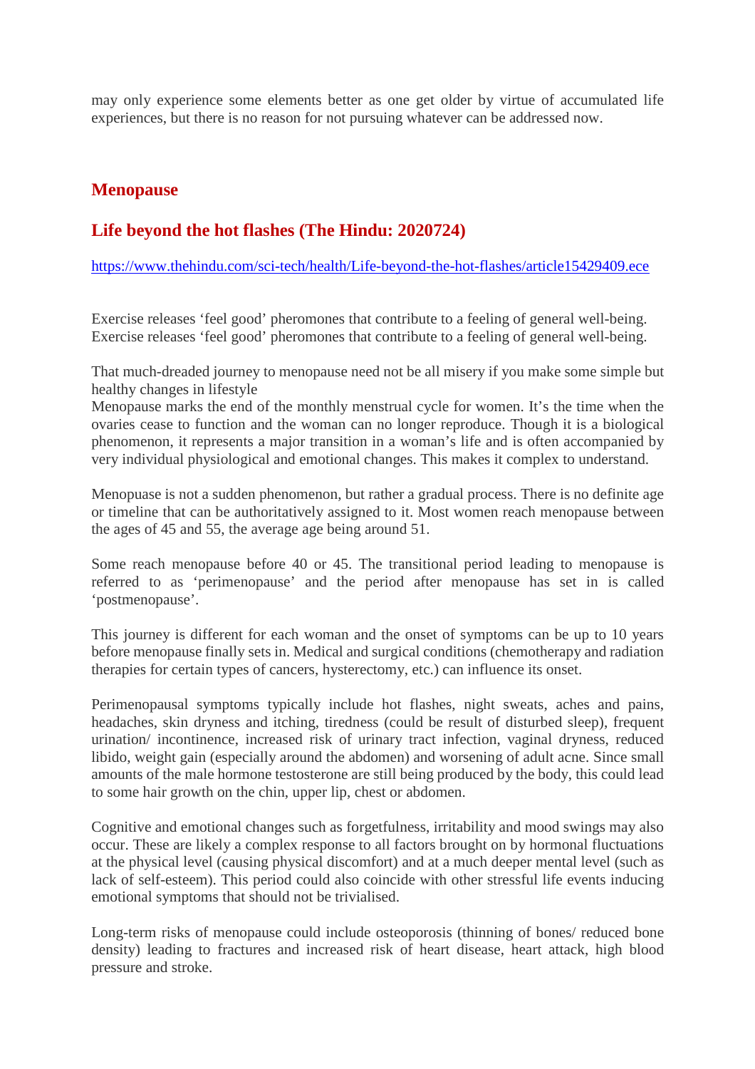may only experience some elements better as one get older by virtue of accumulated life experiences, but there is no reason for not pursuing whatever can be addressed now.

## Menopause

## Life beyond the hot flashes (The Hindu: 2020724)

https://www.thehindu.com/sci-tech/health/Life-beyond-the-hot-flashes/article15429409.ece

Exercise releases 'feel good' pheromones that contribute to a feeling of general well-being.
Exercise releases 'feel good' pheromones that contribute to a feeling of general well-being.

That much-dreaded journey to menopause need not be all misery if you make some simple but healthy changes in lifestyle
Menopause marks the end of the monthly menstrual cycle for women. It's the time when the ovaries cease to function and the woman can no longer reproduce. Though it is a biological phenomenon, it represents a major transition in a woman's life and is often accompanied by very individual physiological and emotional changes. This makes it complex to understand.

Menopuase is not a sudden phenomenon, but rather a gradual process. There is no definite age or timeline that can be authoritatively assigned to it. Most women reach menopause between the ages of 45 and 55, the average age being around 51.

Some reach menopause before 40 or 45. The transitional period leading to menopause is referred to as 'perimenopause' and the period after menopause has set in is called 'postmenopause'.

This journey is different for each woman and the onset of symptoms can be up to 10 years before menopause finally sets in. Medical and surgical conditions (chemotherapy and radiation therapies for certain types of cancers, hysterectomy, etc.) can influence its onset.

Perimenopausal symptoms typically include hot flashes, night sweats, aches and pains, headaches, skin dryness and itching, tiredness (could be result of disturbed sleep), frequent urination/ incontinence, increased risk of urinary tract infection, vaginal dryness, reduced libido, weight gain (especially around the abdomen) and worsening of adult acne. Since small amounts of the male hormone testosterone are still being produced by the body, this could lead to some hair growth on the chin, upper lip, chest or abdomen.

Cognitive and emotional changes such as forgetfulness, irritability and mood swings may also occur. These are likely a complex response to all factors brought on by hormonal fluctuations at the physical level (causing physical discomfort) and at a much deeper mental level (such as lack of self-esteem). This period could also coincide with other stressful life events inducing emotional symptoms that should not be trivialised.

Long-term risks of menopause could include osteoporosis (thinning of bones/ reduced bone density) leading to fractures and increased risk of heart disease, heart attack, high blood pressure and stroke.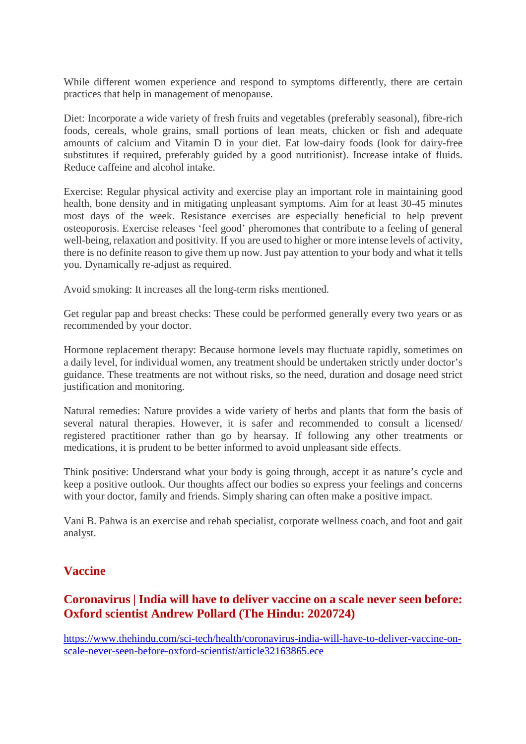While different women experience and respond to symptoms differently, there are certain practices that help in management of menopause.

Diet: Incorporate a wide variety of fresh fruits and vegetables (preferably seasonal), fibre-rich foods, cereals, whole grains, small portions of lean meats, chicken or fish and adequate amounts of calcium and Vitamin D in your diet. Eat low-dairy foods (look for dairy-free substitutes if required, preferably guided by a good nutritionist). Increase intake of fluids. Reduce caffeine and alcohol intake.

Exercise: Regular physical activity and exercise play an important role in maintaining good health, bone density and in mitigating unpleasant symptoms. Aim for at least 30-45 minutes most days of the week. Resistance exercises are especially beneficial to help prevent osteoporosis. Exercise releases ‘feel good’ pheromones that contribute to a feeling of general well-being, relaxation and positivity. If you are used to higher or more intense levels of activity, there is no definite reason to give them up now. Just pay attention to your body and what it tells you. Dynamically re-adjust as required.

Avoid smoking: It increases all the long-term risks mentioned.

Get regular pap and breast checks: These could be performed generally every two years or as recommended by your doctor.

Hormone replacement therapy: Because hormone levels may fluctuate rapidly, sometimes on a daily level, for individual women, any treatment should be undertaken strictly under doctor’s guidance. These treatments are not without risks, so the need, duration and dosage need strict justification and monitoring.

Natural remedies: Nature provides a wide variety of herbs and plants that form the basis of several natural therapies. However, it is safer and recommended to consult a licensed/ registered practitioner rather than go by hearsay. If following any other treatments or medications, it is prudent to be better informed to avoid unpleasant side effects.

Think positive: Understand what your body is going through, accept it as nature’s cycle and keep a positive outlook. Our thoughts affect our bodies so express your feelings and concerns with your doctor, family and friends. Simply sharing can often make a positive impact.

Vani B. Pahwa is an exercise and rehab specialist, corporate wellness coach, and foot and gait analyst.

## Vaccine

### Coronavirus | India will have to deliver vaccine on a scale never seen before: Oxford scientist Andrew Pollard (The Hindu: 2020724)

https://www.thehindu.com/sci-tech/health/coronavirus-india-will-have-to-deliver-vaccine-on-scale-never-seen-before-oxford-scientist/article32163865.ece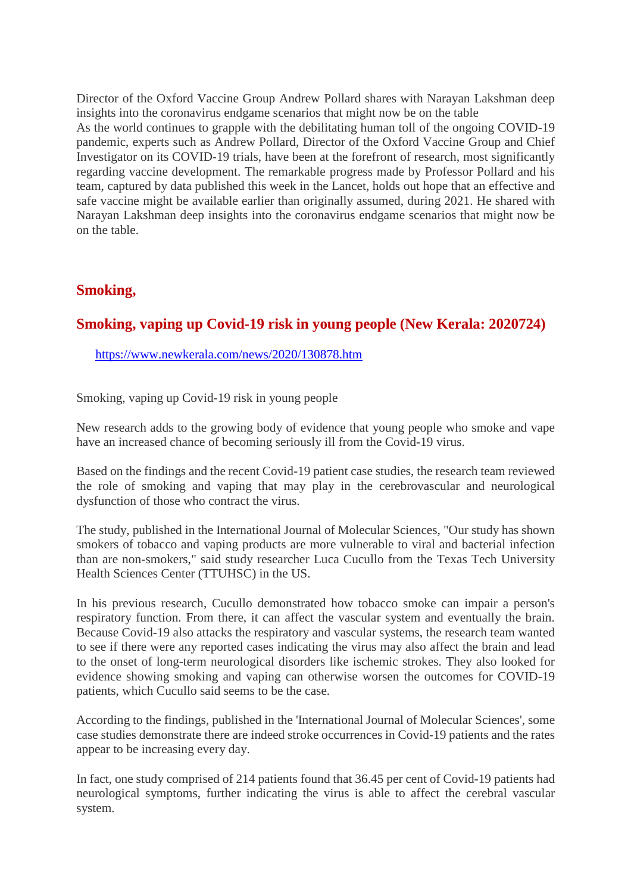Director of the Oxford Vaccine Group Andrew Pollard shares with Narayan Lakshman deep insights into the coronavirus endgame scenarios that might now be on the table

As the world continues to grapple with the debilitating human toll of the ongoing COVID-19 pandemic, experts such as Andrew Pollard, Director of the Oxford Vaccine Group and Chief Investigator on its COVID-19 trials, have been at the forefront of research, most significantly regarding vaccine development. The remarkable progress made by Professor Pollard and his team, captured by data published this week in the Lancet, holds out hope that an effective and safe vaccine might be available earlier than originally assumed, during 2021. He shared with Narayan Lakshman deep insights into the coronavirus endgame scenarios that might now be on the table.

## Smoking,

## Smoking, vaping up Covid-19 risk in young people (New Kerala: 2020724)

https://www.newkerala.com/news/2020/130878.htm

Smoking, vaping up Covid-19 risk in young people

New research adds to the growing body of evidence that young people who smoke and vape have an increased chance of becoming seriously ill from the Covid-19 virus.

Based on the findings and the recent Covid-19 patient case studies, the research team reviewed the role of smoking and vaping that may play in the cerebrovascular and neurological dysfunction of those who contract the virus.

The study, published in the International Journal of Molecular Sciences, "Our study has shown smokers of tobacco and vaping products are more vulnerable to viral and bacterial infection than are non-smokers," said study researcher Luca Cucullo from the Texas Tech University Health Sciences Center (TTUHSC) in the US.

In his previous research, Cucullo demonstrated how tobacco smoke can impair a person's respiratory function. From there, it can affect the vascular system and eventually the brain. Because Covid-19 also attacks the respiratory and vascular systems, the research team wanted to see if there were any reported cases indicating the virus may also affect the brain and lead to the onset of long-term neurological disorders like ischemic strokes. They also looked for evidence showing smoking and vaping can otherwise worsen the outcomes for COVID-19 patients, which Cucullo said seems to be the case.

According to the findings, published in the 'International Journal of Molecular Sciences', some case studies demonstrate there are indeed stroke occurrences in Covid-19 patients and the rates appear to be increasing every day.

In fact, one study comprised of 214 patients found that 36.45 per cent of Covid-19 patients had neurological symptoms, further indicating the virus is able to affect the cerebral vascular system.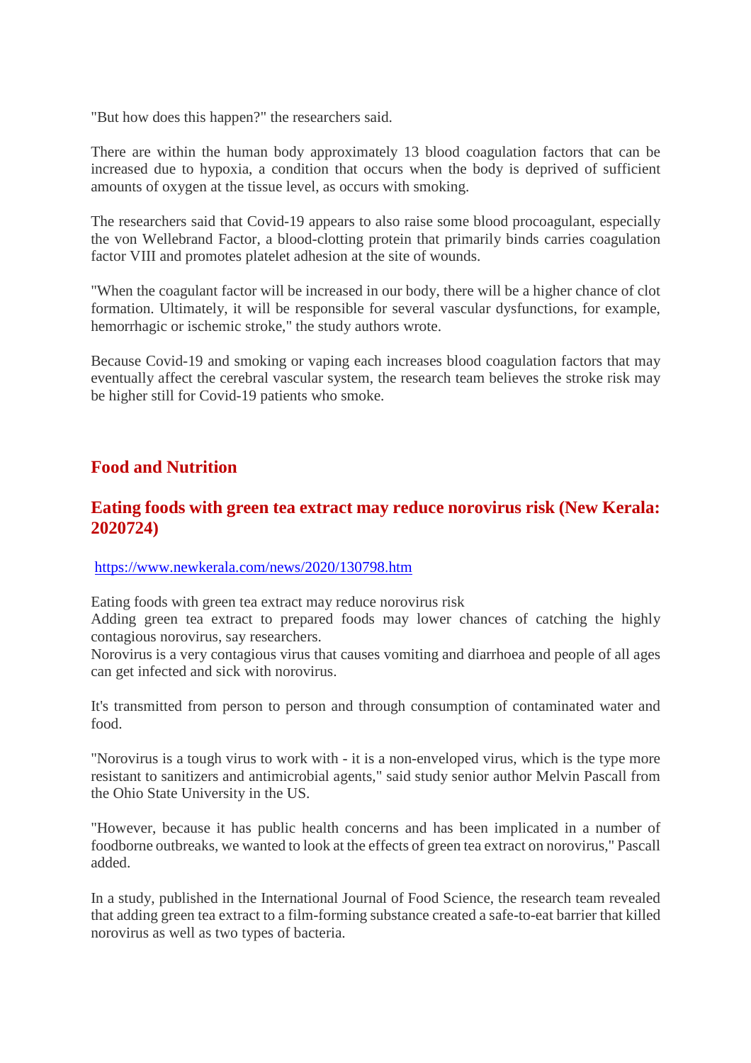"But how does this happen?" the researchers said.

There are within the human body approximately 13 blood coagulation factors that can be increased due to hypoxia, a condition that occurs when the body is deprived of sufficient amounts of oxygen at the tissue level, as occurs with smoking.

The researchers said that Covid-19 appears to also raise some blood procoagulant, especially the von Wellebrand Factor, a blood-clotting protein that primarily binds carries coagulation factor VIII and promotes platelet adhesion at the site of wounds.

"When the coagulant factor will be increased in our body, there will be a higher chance of clot formation. Ultimately, it will be responsible for several vascular dysfunctions, for example, hemorrhagic or ischemic stroke," the study authors wrote.

Because Covid-19 and smoking or vaping each increases blood coagulation factors that may eventually affect the cerebral vascular system, the research team believes the stroke risk may be higher still for Covid-19 patients who smoke.

## Food and Nutrition

### Eating foods with green tea extract may reduce norovirus risk (New Kerala: 2020724)

https://www.newkerala.com/news/2020/130798.htm

Eating foods with green tea extract may reduce norovirus risk
Adding green tea extract to prepared foods may lower chances of catching the highly contagious norovirus, say researchers.
Norovirus is a very contagious virus that causes vomiting and diarrhoea and people of all ages can get infected and sick with norovirus.

It's transmitted from person to person and through consumption of contaminated water and food.

"Norovirus is a tough virus to work with - it is a non-enveloped virus, which is the type more resistant to sanitizers and antimicrobial agents," said study senior author Melvin Pascall from the Ohio State University in the US.

"However, because it has public health concerns and has been implicated in a number of foodborne outbreaks, we wanted to look at the effects of green tea extract on norovirus," Pascall added.

In a study, published in the International Journal of Food Science, the research team revealed that adding green tea extract to a film-forming substance created a safe-to-eat barrier that killed norovirus as well as two types of bacteria.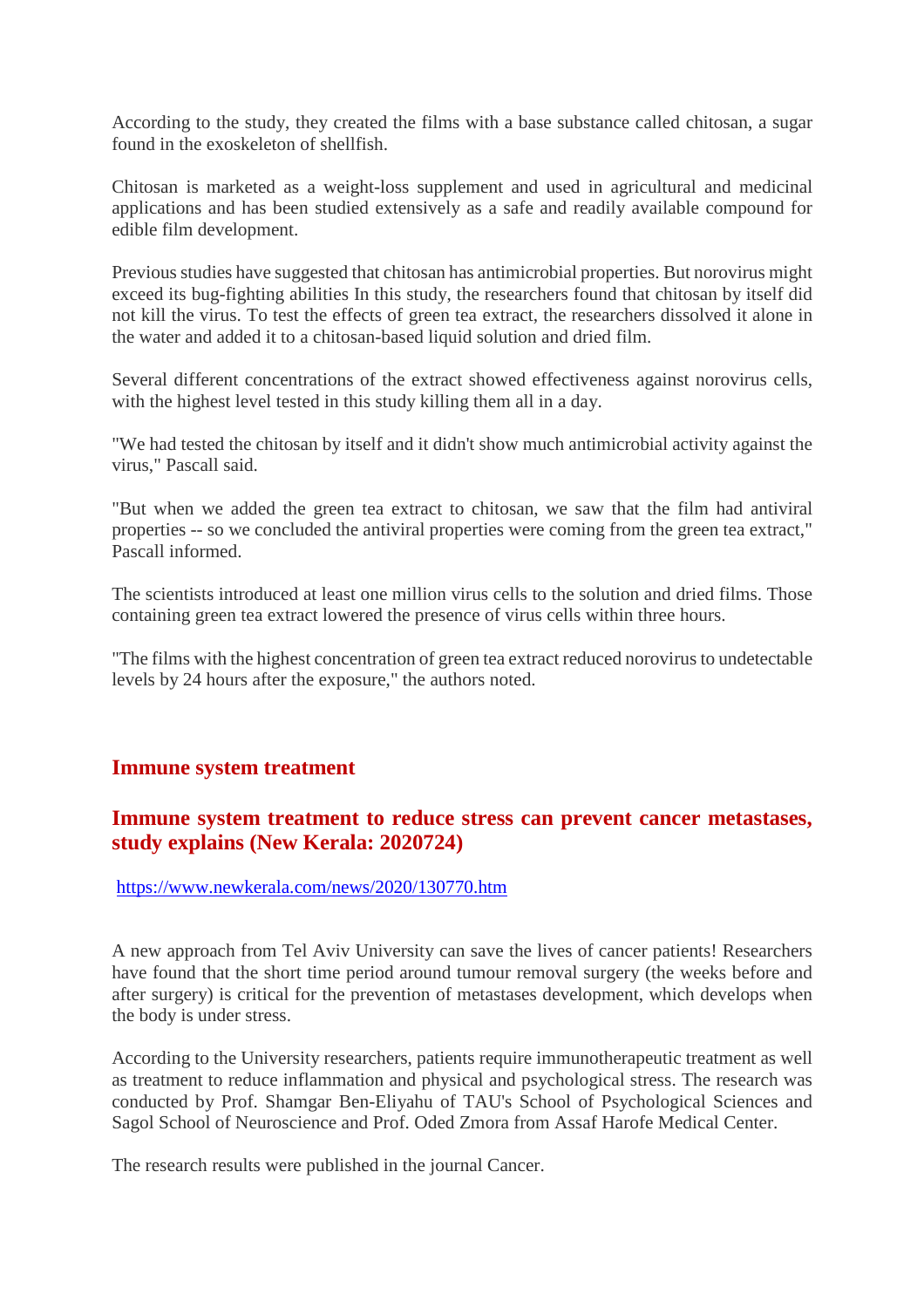According to the study, they created the films with a base substance called chitosan, a sugar found in the exoskeleton of shellfish.

Chitosan is marketed as a weight-loss supplement and used in agricultural and medicinal applications and has been studied extensively as a safe and readily available compound for edible film development.

Previous studies have suggested that chitosan has antimicrobial properties. But norovirus might exceed its bug-fighting abilities In this study, the researchers found that chitosan by itself did not kill the virus. To test the effects of green tea extract, the researchers dissolved it alone in the water and added it to a chitosan-based liquid solution and dried film.

Several different concentrations of the extract showed effectiveness against norovirus cells, with the highest level tested in this study killing them all in a day.

"We had tested the chitosan by itself and it didn't show much antimicrobial activity against the virus," Pascall said.

"But when we added the green tea extract to chitosan, we saw that the film had antiviral properties -- so we concluded the antiviral properties were coming from the green tea extract," Pascall informed.

The scientists introduced at least one million virus cells to the solution and dried films. Those containing green tea extract lowered the presence of virus cells within three hours.

"The films with the highest concentration of green tea extract reduced norovirus to undetectable levels by 24 hours after the exposure," the authors noted.

## Immune system treatment

### Immune system treatment to reduce stress can prevent cancer metastases, study explains (New Kerala: 2020724)

https://www.newkerala.com/news/2020/130770.htm

A new approach from Tel Aviv University can save the lives of cancer patients! Researchers have found that the short time period around tumour removal surgery (the weeks before and after surgery) is critical for the prevention of metastases development, which develops when the body is under stress.

According to the University researchers, patients require immunotherapeutic treatment as well as treatment to reduce inflammation and physical and psychological stress. The research was conducted by Prof. Shamgar Ben-Eliyahu of TAU's School of Psychological Sciences and Sagol School of Neuroscience and Prof. Oded Zmora from Assaf Harofe Medical Center.

The research results were published in the journal Cancer.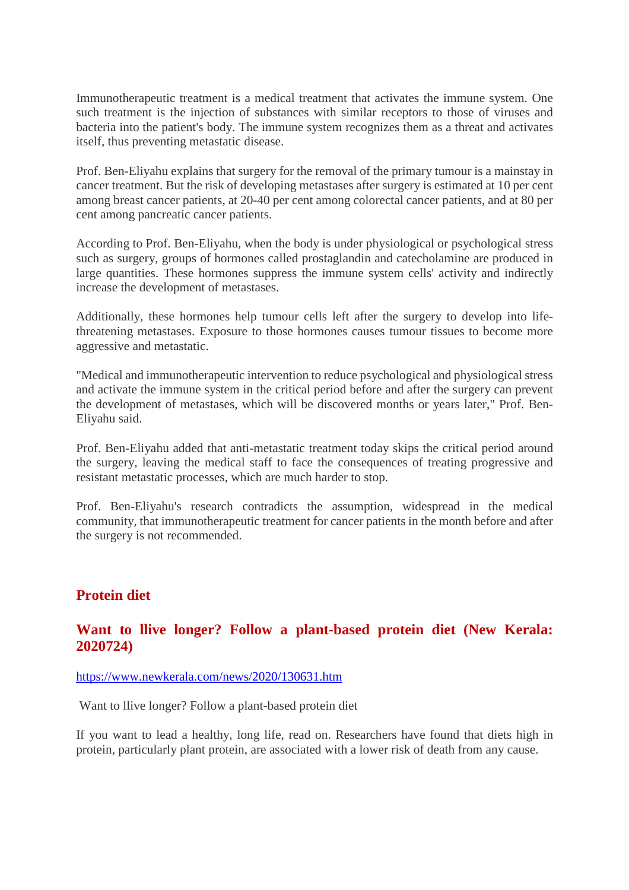Immunotherapeutic treatment is a medical treatment that activates the immune system. One such treatment is the injection of substances with similar receptors to those of viruses and bacteria into the patient's body. The immune system recognizes them as a threat and activates itself, thus preventing metastatic disease.

Prof. Ben-Eliyahu explains that surgery for the removal of the primary tumour is a mainstay in cancer treatment. But the risk of developing metastases after surgery is estimated at 10 per cent among breast cancer patients, at 20-40 per cent among colorectal cancer patients, and at 80 per cent among pancreatic cancer patients.

According to Prof. Ben-Eliyahu, when the body is under physiological or psychological stress such as surgery, groups of hormones called prostaglandin and catecholamine are produced in large quantities. These hormones suppress the immune system cells' activity and indirectly increase the development of metastases.

Additionally, these hormones help tumour cells left after the surgery to develop into life-threatening metastases. Exposure to those hormones causes tumour tissues to become more aggressive and metastatic.

"Medical and immunotherapeutic intervention to reduce psychological and physiological stress and activate the immune system in the critical period before and after the surgery can prevent the development of metastases, which will be discovered months or years later," Prof. Ben-Eliyahu said.

Prof. Ben-Eliyahu added that anti-metastatic treatment today skips the critical period around the surgery, leaving the medical staff to face the consequences of treating progressive and resistant metastatic processes, which are much harder to stop.

Prof. Ben-Eliyahu's research contradicts the assumption, widespread in the medical community, that immunotherapeutic treatment for cancer patients in the month before and after the surgery is not recommended.

## Protein diet

### Want to llive longer? Follow a plant-based protein diet (New Kerala: 2020724)

https://www.newkerala.com/news/2020/130631.htm

Want to llive longer? Follow a plant-based protein diet

If you want to lead a healthy, long life, read on. Researchers have found that diets high in protein, particularly plant protein, are associated with a lower risk of death from any cause.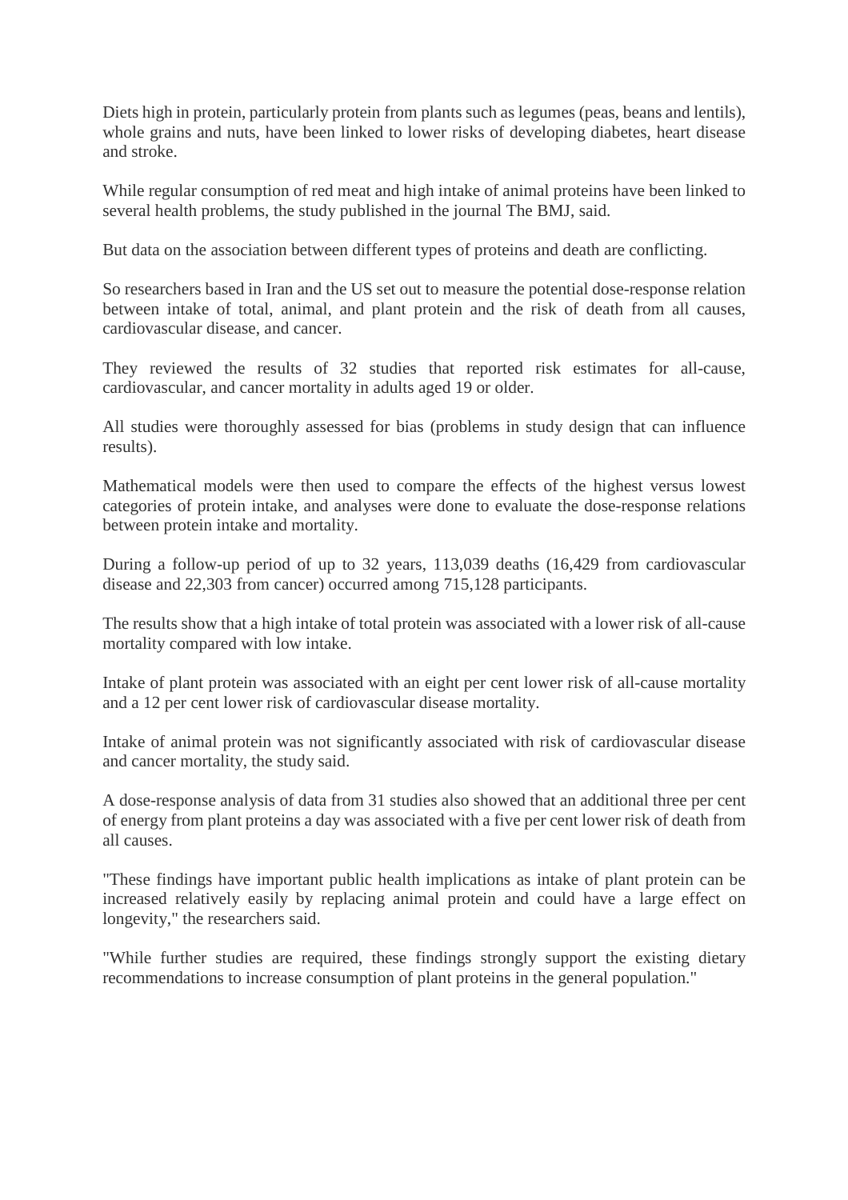Diets high in protein, particularly protein from plants such as legumes (peas, beans and lentils), whole grains and nuts, have been linked to lower risks of developing diabetes, heart disease and stroke.

While regular consumption of red meat and high intake of animal proteins have been linked to several health problems, the study published in the journal The BMJ, said.

But data on the association between different types of proteins and death are conflicting.

So researchers based in Iran and the US set out to measure the potential dose-response relation between intake of total, animal, and plant protein and the risk of death from all causes, cardiovascular disease, and cancer.

They reviewed the results of 32 studies that reported risk estimates for all-cause, cardiovascular, and cancer mortality in adults aged 19 or older.

All studies were thoroughly assessed for bias (problems in study design that can influence results).

Mathematical models were then used to compare the effects of the highest versus lowest categories of protein intake, and analyses were done to evaluate the dose-response relations between protein intake and mortality.

During a follow-up period of up to 32 years, 113,039 deaths (16,429 from cardiovascular disease and 22,303 from cancer) occurred among 715,128 participants.

The results show that a high intake of total protein was associated with a lower risk of all-cause mortality compared with low intake.

Intake of plant protein was associated with an eight per cent lower risk of all-cause mortality and a 12 per cent lower risk of cardiovascular disease mortality.

Intake of animal protein was not significantly associated with risk of cardiovascular disease and cancer mortality, the study said.

A dose-response analysis of data from 31 studies also showed that an additional three per cent of energy from plant proteins a day was associated with a five per cent lower risk of death from all causes.

"These findings have important public health implications as intake of plant protein can be increased relatively easily by replacing animal protein and could have a large effect on longevity," the researchers said.

"While further studies are required, these findings strongly support the existing dietary recommendations to increase consumption of plant proteins in the general population."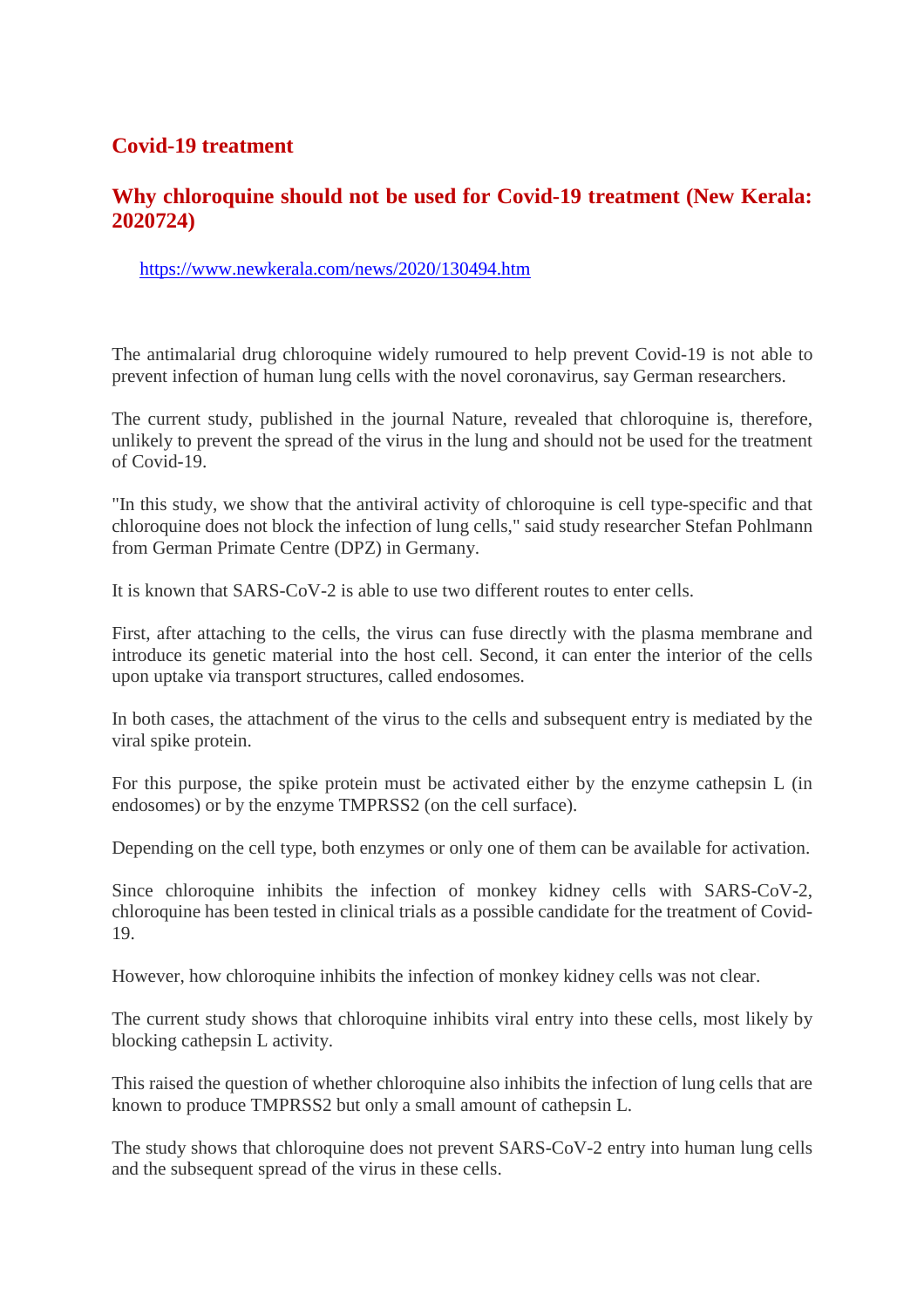# Covid-19 treatment

## Why chloroquine should not be used for Covid-19 treatment (New Kerala: 2020724)

https://www.newkerala.com/news/2020/130494.htm

The antimalarial drug chloroquine widely rumoured to help prevent Covid-19 is not able to prevent infection of human lung cells with the novel coronavirus, say German researchers.

The current study, published in the journal Nature, revealed that chloroquine is, therefore, unlikely to prevent the spread of the virus in the lung and should not be used for the treatment of Covid-19.

"In this study, we show that the antiviral activity of chloroquine is cell type-specific and that chloroquine does not block the infection of lung cells," said study researcher Stefan Pohlmann from German Primate Centre (DPZ) in Germany.

It is known that SARS-CoV-2 is able to use two different routes to enter cells.

First, after attaching to the cells, the virus can fuse directly with the plasma membrane and introduce its genetic material into the host cell. Second, it can enter the interior of the cells upon uptake via transport structures, called endosomes.

In both cases, the attachment of the virus to the cells and subsequent entry is mediated by the viral spike protein.

For this purpose, the spike protein must be activated either by the enzyme cathepsin L (in endosomes) or by the enzyme TMPRSS2 (on the cell surface).

Depending on the cell type, both enzymes or only one of them can be available for activation.

Since chloroquine inhibits the infection of monkey kidney cells with SARS-CoV-2, chloroquine has been tested in clinical trials as a possible candidate for the treatment of Covid-19.

However, how chloroquine inhibits the infection of monkey kidney cells was not clear.

The current study shows that chloroquine inhibits viral entry into these cells, most likely by blocking cathepsin L activity.

This raised the question of whether chloroquine also inhibits the infection of lung cells that are known to produce TMPRSS2 but only a small amount of cathepsin L.

The study shows that chloroquine does not prevent SARS-CoV-2 entry into human lung cells and the subsequent spread of the virus in these cells.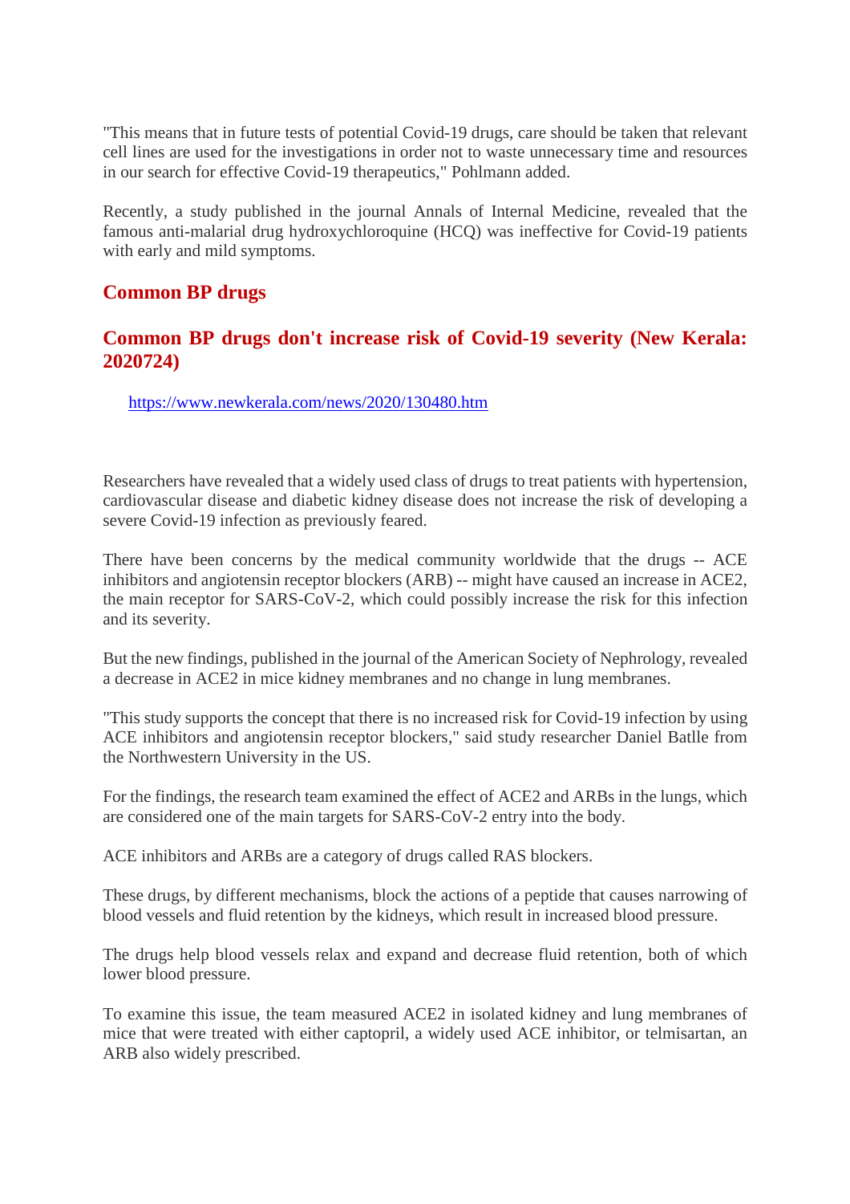"This means that in future tests of potential Covid-19 drugs, care should be taken that relevant cell lines are used for the investigations in order not to waste unnecessary time and resources in our search for effective Covid-19 therapeutics," Pohlmann added.

Recently, a study published in the journal Annals of Internal Medicine, revealed that the famous anti-malarial drug hydroxychloroquine (HCQ) was ineffective for Covid-19 patients with early and mild symptoms.

## Common BP drugs

## Common BP drugs don't increase risk of Covid-19 severity (New Kerala: 2020724)

https://www.newkerala.com/news/2020/130480.htm

Researchers have revealed that a widely used class of drugs to treat patients with hypertension, cardiovascular disease and diabetic kidney disease does not increase the risk of developing a severe Covid-19 infection as previously feared.

There have been concerns by the medical community worldwide that the drugs -- ACE inhibitors and angiotensin receptor blockers (ARB) -- might have caused an increase in ACE2, the main receptor for SARS-CoV-2, which could possibly increase the risk for this infection and its severity.

But the new findings, published in the journal of the American Society of Nephrology, revealed a decrease in ACE2 in mice kidney membranes and no change in lung membranes.

"This study supports the concept that there is no increased risk for Covid-19 infection by using ACE inhibitors and angiotensin receptor blockers," said study researcher Daniel Batlle from the Northwestern University in the US.

For the findings, the research team examined the effect of ACE2 and ARBs in the lungs, which are considered one of the main targets for SARS-CoV-2 entry into the body.

ACE inhibitors and ARBs are a category of drugs called RAS blockers.

These drugs, by different mechanisms, block the actions of a peptide that causes narrowing of blood vessels and fluid retention by the kidneys, which result in increased blood pressure.

The drugs help blood vessels relax and expand and decrease fluid retention, both of which lower blood pressure.

To examine this issue, the team measured ACE2 in isolated kidney and lung membranes of mice that were treated with either captopril, a widely used ACE inhibitor, or telmisartan, an ARB also widely prescribed.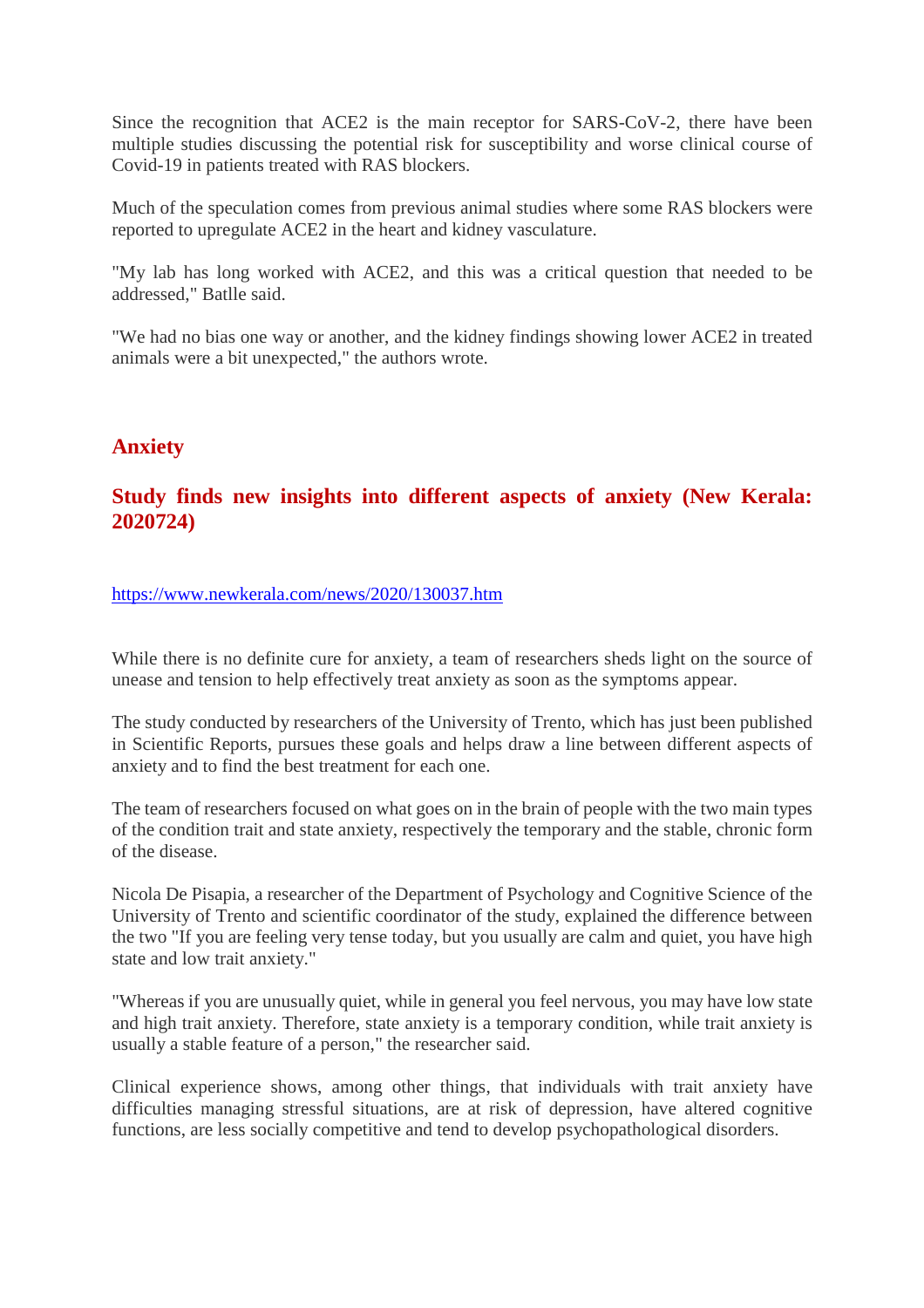Since the recognition that ACE2 is the main receptor for SARS-CoV-2, there have been multiple studies discussing the potential risk for susceptibility and worse clinical course of Covid-19 in patients treated with RAS blockers.

Much of the speculation comes from previous animal studies where some RAS blockers were reported to upregulate ACE2 in the heart and kidney vasculature.

"My lab has long worked with ACE2, and this was a critical question that needed to be addressed," Batlle said.

"We had no bias one way or another, and the kidney findings showing lower ACE2 in treated animals were a bit unexpected," the authors wrote.

## Anxiety

### Study finds new insights into different aspects of anxiety (New Kerala: 2020724)

https://www.newkerala.com/news/2020/130037.htm

While there is no definite cure for anxiety, a team of researchers sheds light on the source of unease and tension to help effectively treat anxiety as soon as the symptoms appear.

The study conducted by researchers of the University of Trento, which has just been published in Scientific Reports, pursues these goals and helps draw a line between different aspects of anxiety and to find the best treatment for each one.

The team of researchers focused on what goes on in the brain of people with the two main types of the condition trait and state anxiety, respectively the temporary and the stable, chronic form of the disease.

Nicola De Pisapia, a researcher of the Department of Psychology and Cognitive Science of the University of Trento and scientific coordinator of the study, explained the difference between the two "If you are feeling very tense today, but you usually are calm and quiet, you have high state and low trait anxiety."

"Whereas if you are unusually quiet, while in general you feel nervous, you may have low state and high trait anxiety. Therefore, state anxiety is a temporary condition, while trait anxiety is usually a stable feature of a person," the researcher said.

Clinical experience shows, among other things, that individuals with trait anxiety have difficulties managing stressful situations, are at risk of depression, have altered cognitive functions, are less socially competitive and tend to develop psychopathological disorders.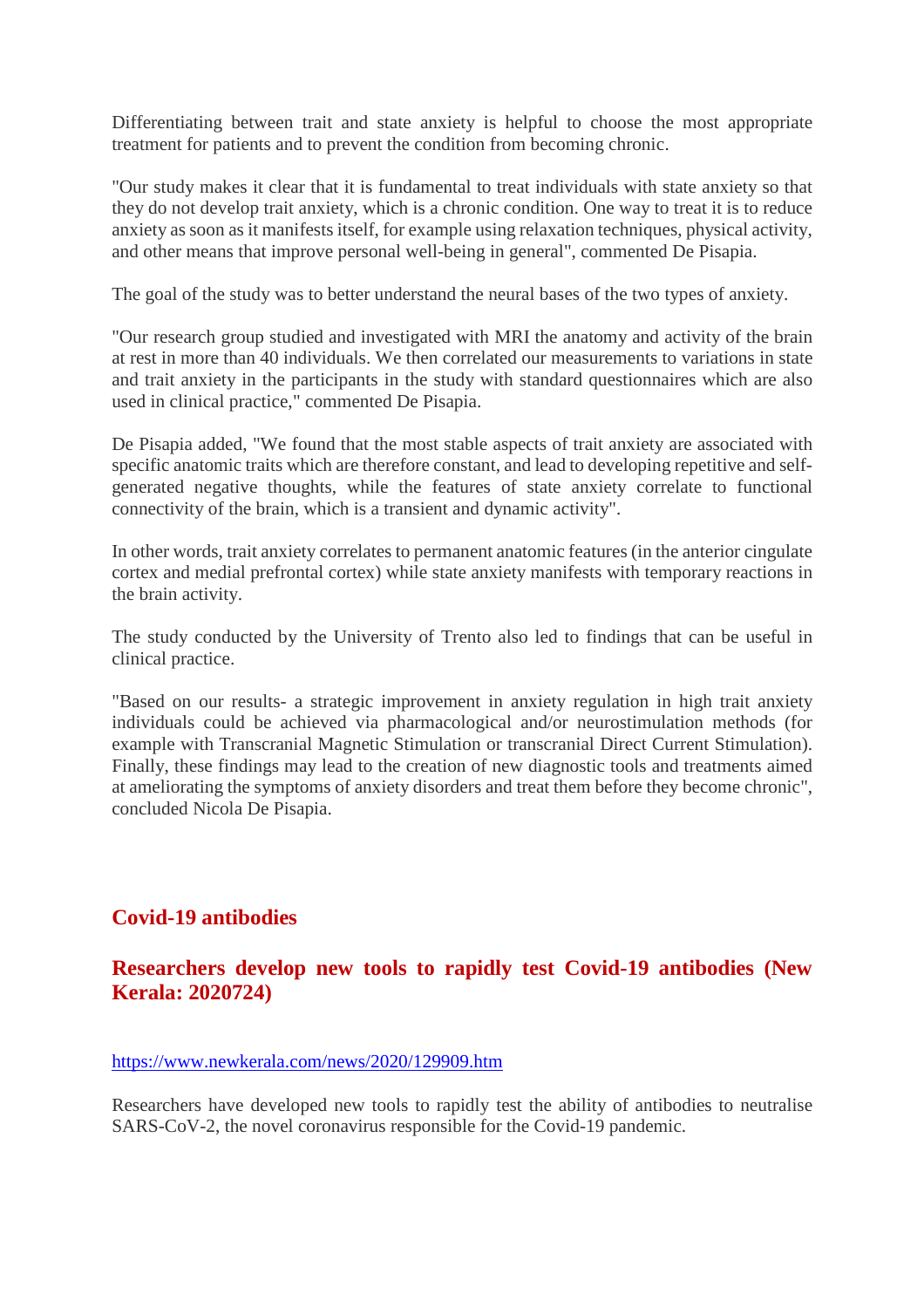Differentiating between trait and state anxiety is helpful to choose the most appropriate treatment for patients and to prevent the condition from becoming chronic.

"Our study makes it clear that it is fundamental to treat individuals with state anxiety so that they do not develop trait anxiety, which is a chronic condition. One way to treat it is to reduce anxiety as soon as it manifests itself, for example using relaxation techniques, physical activity, and other means that improve personal well-being in general", commented De Pisapia.

The goal of the study was to better understand the neural bases of the two types of anxiety.

"Our research group studied and investigated with MRI the anatomy and activity of the brain at rest in more than 40 individuals. We then correlated our measurements to variations in state and trait anxiety in the participants in the study with standard questionnaires which are also used in clinical practice," commented De Pisapia.

De Pisapia added, "We found that the most stable aspects of trait anxiety are associated with specific anatomic traits which are therefore constant, and lead to developing repetitive and self-generated negative thoughts, while the features of state anxiety correlate to functional connectivity of the brain, which is a transient and dynamic activity".

In other words, trait anxiety correlates to permanent anatomic features (in the anterior cingulate cortex and medial prefrontal cortex) while state anxiety manifests with temporary reactions in the brain activity.

The study conducted by the University of Trento also led to findings that can be useful in clinical practice.

"Based on our results- a strategic improvement in anxiety regulation in high trait anxiety individuals could be achieved via pharmacological and/or neurostimulation methods (for example with Transcranial Magnetic Stimulation or transcranial Direct Current Stimulation). Finally, these findings may lead to the creation of new diagnostic tools and treatments aimed at ameliorating the symptoms of anxiety disorders and treat them before they become chronic", concluded Nicola De Pisapia.

## Covid-19 antibodies

## Researchers develop new tools to rapidly test Covid-19 antibodies (New Kerala: 2020724)

https://www.newkerala.com/news/2020/129909.htm

Researchers have developed new tools to rapidly test the ability of antibodies to neutralise SARS-CoV-2, the novel coronavirus responsible for the Covid-19 pandemic.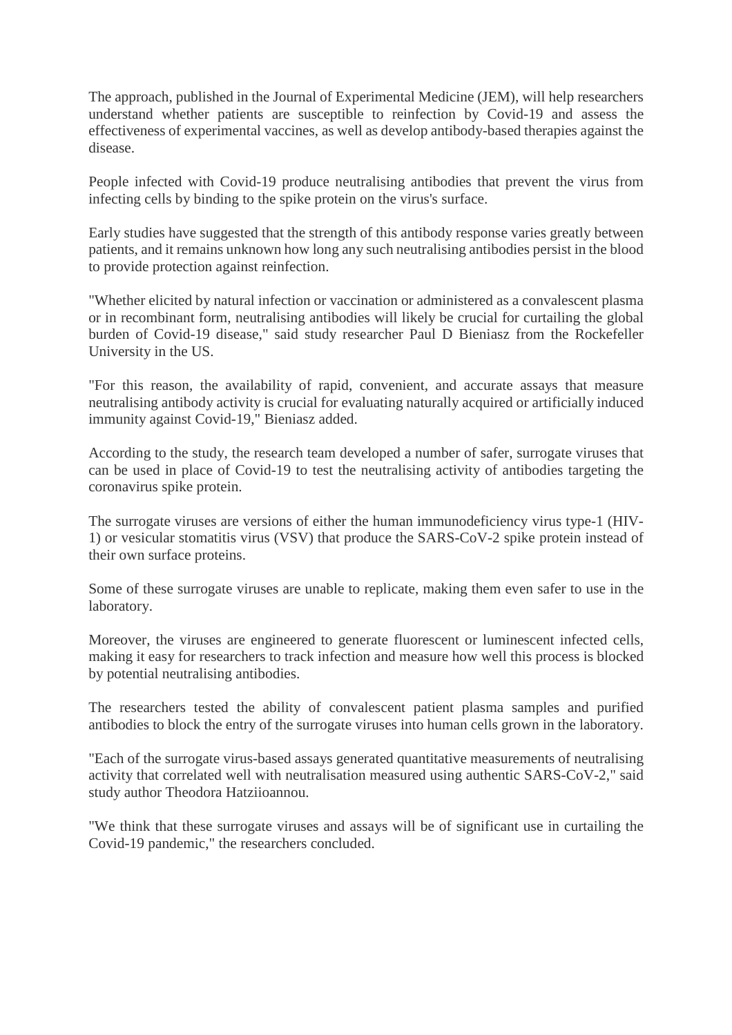The approach, published in the Journal of Experimental Medicine (JEM), will help researchers understand whether patients are susceptible to reinfection by Covid-19 and assess the effectiveness of experimental vaccines, as well as develop antibody-based therapies against the disease.

People infected with Covid-19 produce neutralising antibodies that prevent the virus from infecting cells by binding to the spike protein on the virus's surface.

Early studies have suggested that the strength of this antibody response varies greatly between patients, and it remains unknown how long any such neutralising antibodies persist in the blood to provide protection against reinfection.

"Whether elicited by natural infection or vaccination or administered as a convalescent plasma or in recombinant form, neutralising antibodies will likely be crucial for curtailing the global burden of Covid-19 disease," said study researcher Paul D Bieniasz from the Rockefeller University in the US.

"For this reason, the availability of rapid, convenient, and accurate assays that measure neutralising antibody activity is crucial for evaluating naturally acquired or artificially induced immunity against Covid-19," Bieniasz added.

According to the study, the research team developed a number of safer, surrogate viruses that can be used in place of Covid-19 to test the neutralising activity of antibodies targeting the coronavirus spike protein.

The surrogate viruses are versions of either the human immunodeficiency virus type-1 (HIV-1) or vesicular stomatitis virus (VSV) that produce the SARS-CoV-2 spike protein instead of their own surface proteins.

Some of these surrogate viruses are unable to replicate, making them even safer to use in the laboratory.

Moreover, the viruses are engineered to generate fluorescent or luminescent infected cells, making it easy for researchers to track infection and measure how well this process is blocked by potential neutralising antibodies.

The researchers tested the ability of convalescent patient plasma samples and purified antibodies to block the entry of the surrogate viruses into human cells grown in the laboratory.

"Each of the surrogate virus-based assays generated quantitative measurements of neutralising activity that correlated well with neutralisation measured using authentic SARS-CoV-2," said study author Theodora Hatziioannou.

"We think that these surrogate viruses and assays will be of significant use in curtailing the Covid-19 pandemic," the researchers concluded.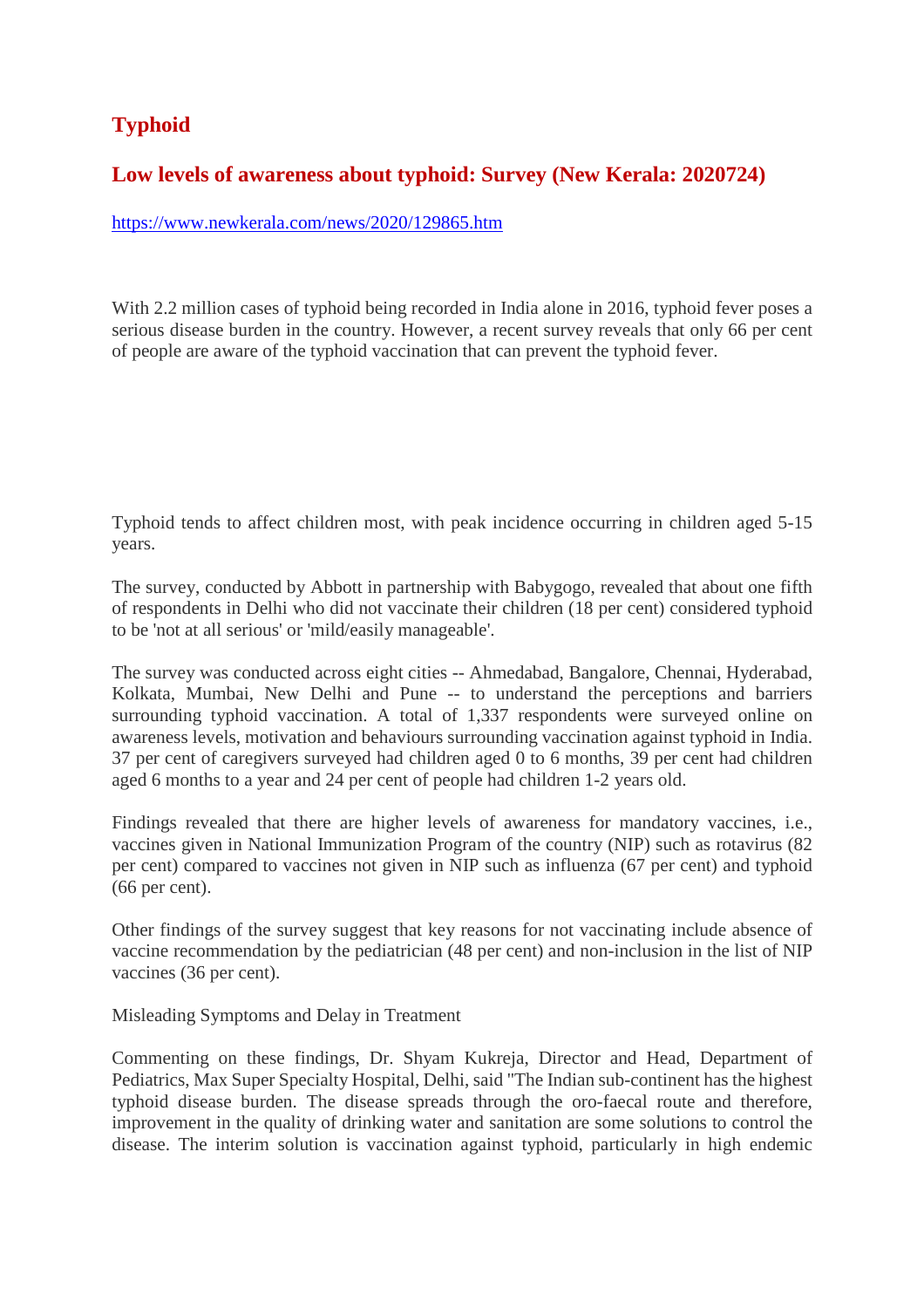# Typhoid

## Low levels of awareness about typhoid: Survey (New Kerala: 2020724)

https://www.newkerala.com/news/2020/129865.htm

With 2.2 million cases of typhoid being recorded in India alone in 2016, typhoid fever poses a serious disease burden in the country. However, a recent survey reveals that only 66 per cent of people are aware of the typhoid vaccination that can prevent the typhoid fever.

Typhoid tends to affect children most, with peak incidence occurring in children aged 5-15 years.

The survey, conducted by Abbott in partnership with Babygogo, revealed that about one fifth of respondents in Delhi who did not vaccinate their children (18 per cent) considered typhoid to be 'not at all serious' or 'mild/easily manageable'.

The survey was conducted across eight cities -- Ahmedabad, Bangalore, Chennai, Hyderabad, Kolkata, Mumbai, New Delhi and Pune -- to understand the perceptions and barriers surrounding typhoid vaccination. A total of 1,337 respondents were surveyed online on awareness levels, motivation and behaviours surrounding vaccination against typhoid in India. 37 per cent of caregivers surveyed had children aged 0 to 6 months, 39 per cent had children aged 6 months to a year and 24 per cent of people had children 1-2 years old.

Findings revealed that there are higher levels of awareness for mandatory vaccines, i.e., vaccines given in National Immunization Program of the country (NIP) such as rotavirus (82 per cent) compared to vaccines not given in NIP such as influenza (67 per cent) and typhoid (66 per cent).

Other findings of the survey suggest that key reasons for not vaccinating include absence of vaccine recommendation by the pediatrician (48 per cent) and non-inclusion in the list of NIP vaccines (36 per cent).

Misleading Symptoms and Delay in Treatment

Commenting on these findings, Dr. Shyam Kukreja, Director and Head, Department of Pediatrics, Max Super Specialty Hospital, Delhi, said "The Indian sub-continent has the highest typhoid disease burden. The disease spreads through the oro-faecal route and therefore, improvement in the quality of drinking water and sanitation are some solutions to control the disease. The interim solution is vaccination against typhoid, particularly in high endemic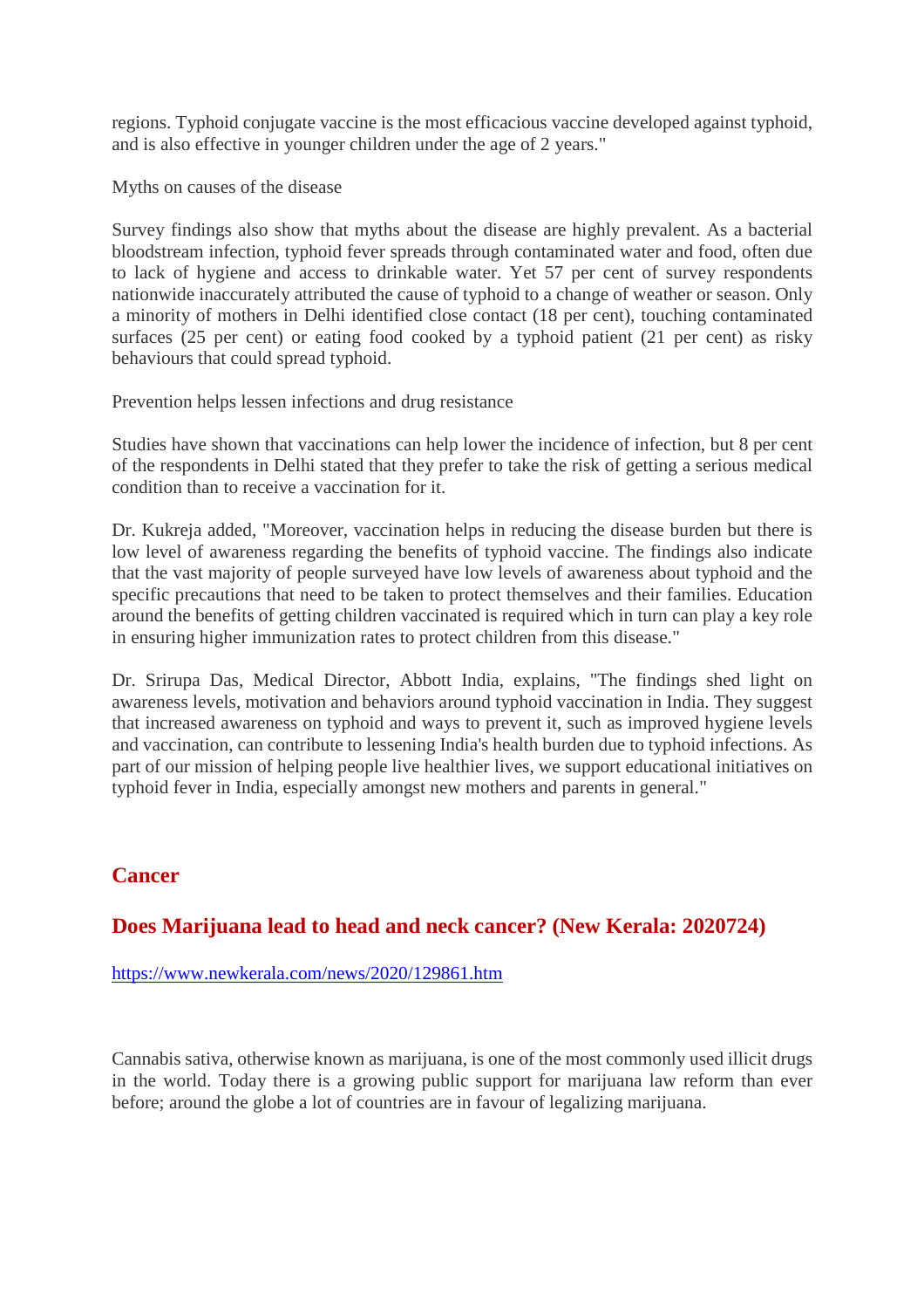regions. Typhoid conjugate vaccine is the most efficacious vaccine developed against typhoid, and is also effective in younger children under the age of 2 years."

Myths on causes of the disease

Survey findings also show that myths about the disease are highly prevalent. As a bacterial bloodstream infection, typhoid fever spreads through contaminated water and food, often due to lack of hygiene and access to drinkable water. Yet 57 per cent of survey respondents nationwide inaccurately attributed the cause of typhoid to a change of weather or season. Only a minority of mothers in Delhi identified close contact (18 per cent), touching contaminated surfaces (25 per cent) or eating food cooked by a typhoid patient (21 per cent) as risky behaviours that could spread typhoid.

Prevention helps lessen infections and drug resistance

Studies have shown that vaccinations can help lower the incidence of infection, but 8 per cent of the respondents in Delhi stated that they prefer to take the risk of getting a serious medical condition than to receive a vaccination for it.

Dr. Kukreja added, "Moreover, vaccination helps in reducing the disease burden but there is low level of awareness regarding the benefits of typhoid vaccine. The findings also indicate that the vast majority of people surveyed have low levels of awareness about typhoid and the specific precautions that need to be taken to protect themselves and their families. Education around the benefits of getting children vaccinated is required which in turn can play a key role in ensuring higher immunization rates to protect children from this disease."

Dr. Srirupa Das, Medical Director, Abbott India, explains, "The findings shed light on awareness levels, motivation and behaviors around typhoid vaccination in India. They suggest that increased awareness on typhoid and ways to prevent it, such as improved hygiene levels and vaccination, can contribute to lessening India's health burden due to typhoid infections. As part of our mission of helping people live healthier lives, we support educational initiatives on typhoid fever in India, especially amongst new mothers and parents in general."

## Cancer

## Does Marijuana lead to head and neck cancer? (New Kerala: 2020724)

https://www.newkerala.com/news/2020/129861.htm

Cannabis sativa, otherwise known as marijuana, is one of the most commonly used illicit drugs in the world. Today there is a growing public support for marijuana law reform than ever before; around the globe a lot of countries are in favour of legalizing marijuana.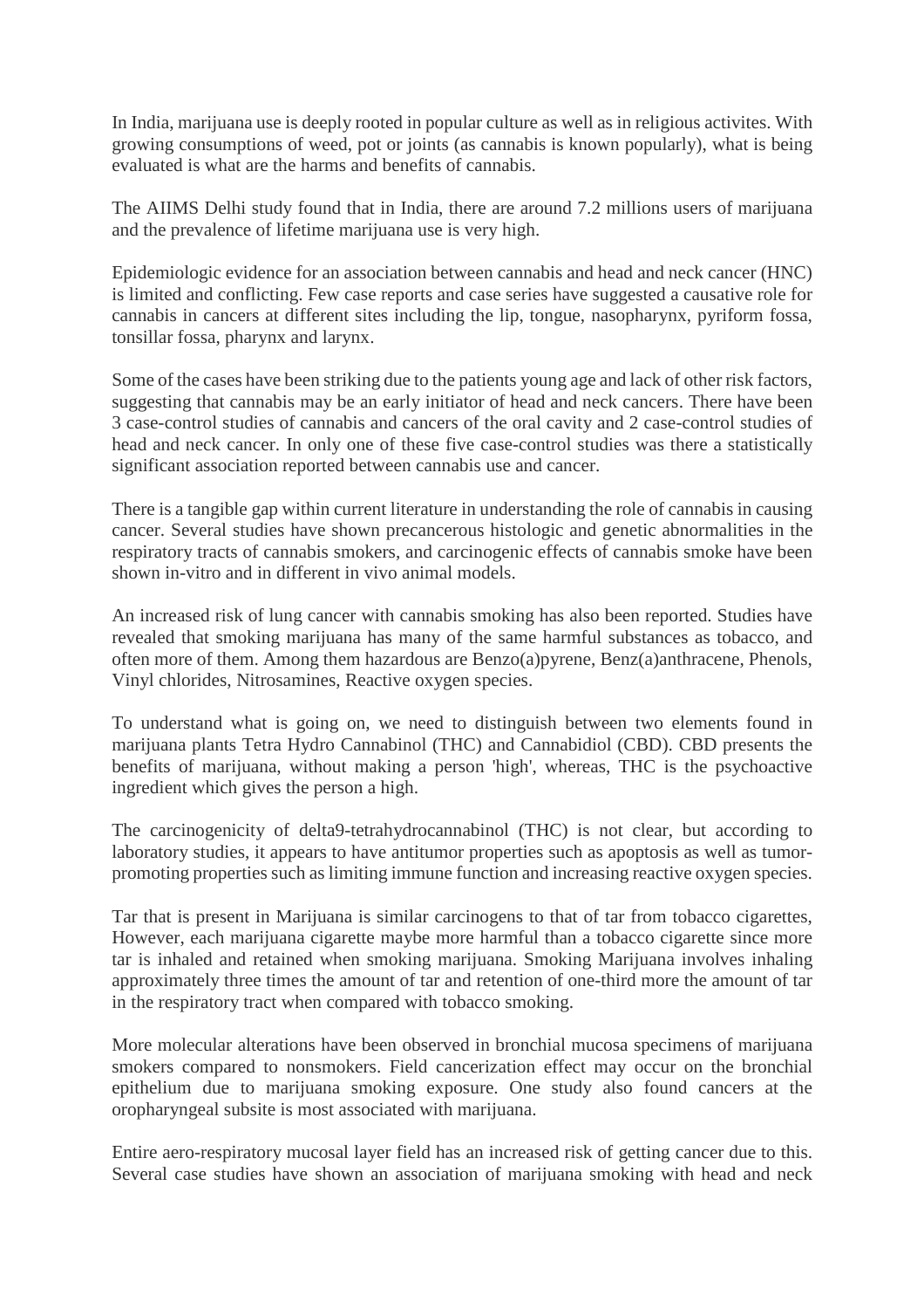In India, marijuana use is deeply rooted in popular culture as well as in religious activites. With growing consumptions of weed, pot or joints (as cannabis is known popularly), what is being evaluated is what are the harms and benefits of cannabis.

The AIIMS Delhi study found that in India, there are around 7.2 millions users of marijuana and the prevalence of lifetime marijuana use is very high.

Epidemiologic evidence for an association between cannabis and head and neck cancer (HNC) is limited and conflicting. Few case reports and case series have suggested a causative role for cannabis in cancers at different sites including the lip, tongue, nasopharynx, pyriform fossa, tonsillar fossa, pharynx and larynx.

Some of the cases have been striking due to the patients young age and lack of other risk factors, suggesting that cannabis may be an early initiator of head and neck cancers. There have been 3 case-control studies of cannabis and cancers of the oral cavity and 2 case-control studies of head and neck cancer. In only one of these five case-control studies was there a statistically significant association reported between cannabis use and cancer.

There is a tangible gap within current literature in understanding the role of cannabis in causing cancer. Several studies have shown precancerous histologic and genetic abnormalities in the respiratory tracts of cannabis smokers, and carcinogenic effects of cannabis smoke have been shown in-vitro and in different in vivo animal models.

An increased risk of lung cancer with cannabis smoking has also been reported. Studies have revealed that smoking marijuana has many of the same harmful substances as tobacco, and often more of them. Among them hazardous are Benzo(a)pyrene, Benz(a)anthracene, Phenols, Vinyl chlorides, Nitrosamines, Reactive oxygen species.

To understand what is going on, we need to distinguish between two elements found in marijuana plants Tetra Hydro Cannabinol (THC) and Cannabidiol (CBD). CBD presents the benefits of marijuana, without making a person 'high', whereas, THC is the psychoactive ingredient which gives the person a high.

The carcinogenicity of delta9-tetrahydrocannabinol (THC) is not clear, but according to laboratory studies, it appears to have antitumor properties such as apoptosis as well as tumor-promoting properties such as limiting immune function and increasing reactive oxygen species.

Tar that is present in Marijuana is similar carcinogens to that of tar from tobacco cigarettes, However, each marijuana cigarette maybe more harmful than a tobacco cigarette since more tar is inhaled and retained when smoking marijuana. Smoking Marijuana involves inhaling approximately three times the amount of tar and retention of one-third more the amount of tar in the respiratory tract when compared with tobacco smoking.

More molecular alterations have been observed in bronchial mucosa specimens of marijuana smokers compared to nonsmokers. Field cancerization effect may occur on the bronchial epithelium due to marijuana smoking exposure. One study also found cancers at the oropharyngeal subsite is most associated with marijuana.

Entire aero-respiratory mucosal layer field has an increased risk of getting cancer due to this. Several case studies have shown an association of marijuana smoking with head and neck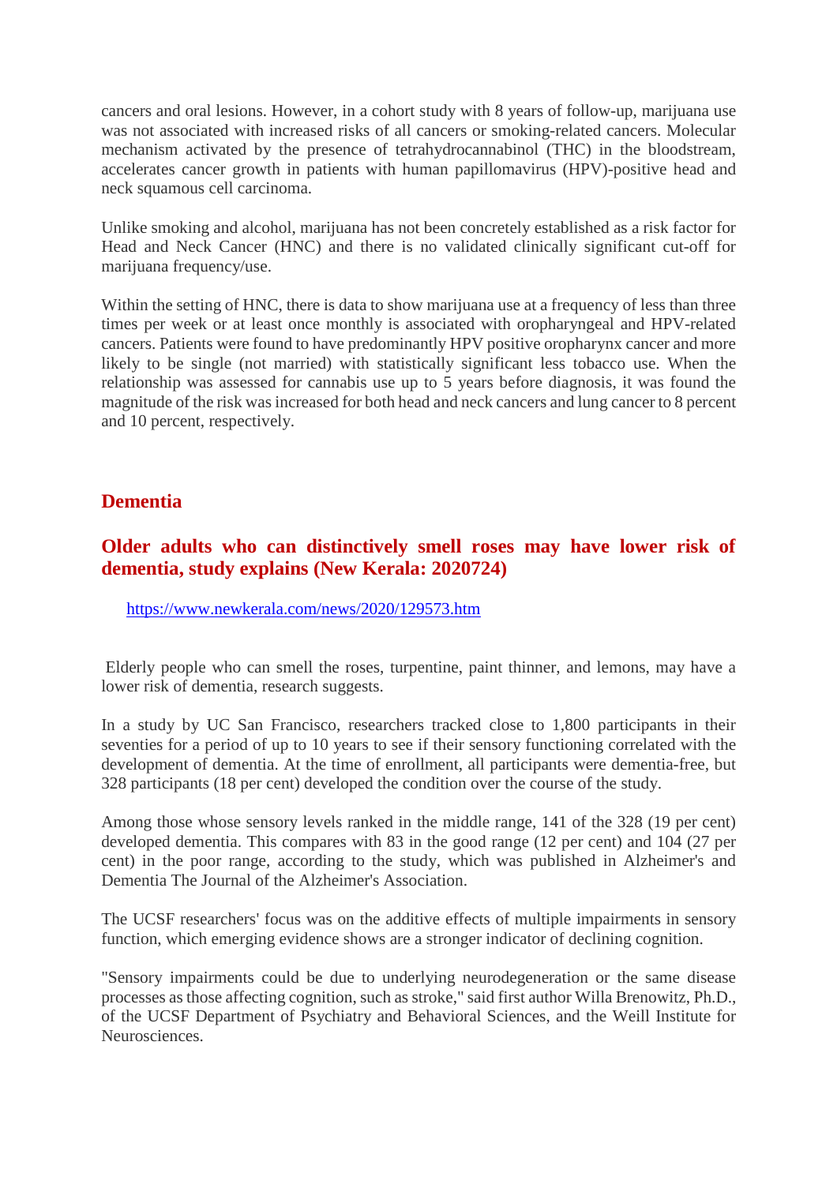cancers and oral lesions. However, in a cohort study with 8 years of follow-up, marijuana use was not associated with increased risks of all cancers or smoking-related cancers. Molecular mechanism activated by the presence of tetrahydrocannabinol (THC) in the bloodstream, accelerates cancer growth in patients with human papillomavirus (HPV)-positive head and neck squamous cell carcinoma.

Unlike smoking and alcohol, marijuana has not been concretely established as a risk factor for Head and Neck Cancer (HNC) and there is no validated clinically significant cut-off for marijuana frequency/use.

Within the setting of HNC, there is data to show marijuana use at a frequency of less than three times per week or at least once monthly is associated with oropharyngeal and HPV-related cancers. Patients were found to have predominantly HPV positive oropharynx cancer and more likely to be single (not married) with statistically significant less tobacco use. When the relationship was assessed for cannabis use up to 5 years before diagnosis, it was found the magnitude of the risk was increased for both head and neck cancers and lung cancer to 8 percent and 10 percent, respectively.

## Dementia

### Older adults who can distinctively smell roses may have lower risk of dementia, study explains (New Kerala: 2020724)

https://www.newkerala.com/news/2020/129573.htm

Elderly people who can smell the roses, turpentine, paint thinner, and lemons, may have a lower risk of dementia, research suggests.

In a study by UC San Francisco, researchers tracked close to 1,800 participants in their seventies for a period of up to 10 years to see if their sensory functioning correlated with the development of dementia. At the time of enrollment, all participants were dementia-free, but 328 participants (18 per cent) developed the condition over the course of the study.

Among those whose sensory levels ranked in the middle range, 141 of the 328 (19 per cent) developed dementia. This compares with 83 in the good range (12 per cent) and 104 (27 per cent) in the poor range, according to the study, which was published in Alzheimer's and Dementia The Journal of the Alzheimer's Association.

The UCSF researchers' focus was on the additive effects of multiple impairments in sensory function, which emerging evidence shows are a stronger indicator of declining cognition.

"Sensory impairments could be due to underlying neurodegeneration or the same disease processes as those affecting cognition, such as stroke," said first author Willa Brenowitz, Ph.D., of the UCSF Department of Psychiatry and Behavioral Sciences, and the Weill Institute for Neurosciences.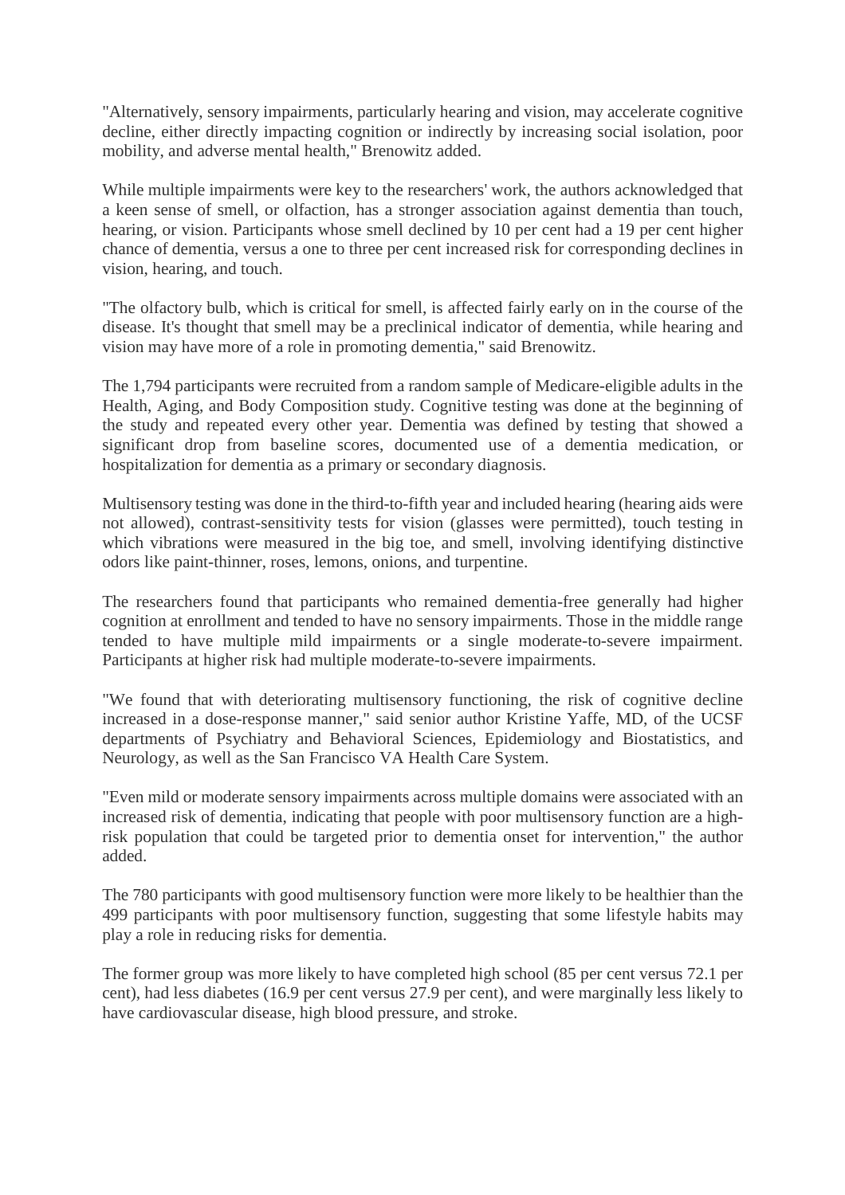"Alternatively, sensory impairments, particularly hearing and vision, may accelerate cognitive decline, either directly impacting cognition or indirectly by increasing social isolation, poor mobility, and adverse mental health," Brenowitz added.

While multiple impairments were key to the researchers' work, the authors acknowledged that a keen sense of smell, or olfaction, has a stronger association against dementia than touch, hearing, or vision. Participants whose smell declined by 10 per cent had a 19 per cent higher chance of dementia, versus a one to three per cent increased risk for corresponding declines in vision, hearing, and touch.

"The olfactory bulb, which is critical for smell, is affected fairly early on in the course of the disease. It's thought that smell may be a preclinical indicator of dementia, while hearing and vision may have more of a role in promoting dementia," said Brenowitz.

The 1,794 participants were recruited from a random sample of Medicare-eligible adults in the Health, Aging, and Body Composition study. Cognitive testing was done at the beginning of the study and repeated every other year. Dementia was defined by testing that showed a significant drop from baseline scores, documented use of a dementia medication, or hospitalization for dementia as a primary or secondary diagnosis.

Multisensory testing was done in the third-to-fifth year and included hearing (hearing aids were not allowed), contrast-sensitivity tests for vision (glasses were permitted), touch testing in which vibrations were measured in the big toe, and smell, involving identifying distinctive odors like paint-thinner, roses, lemons, onions, and turpentine.

The researchers found that participants who remained dementia-free generally had higher cognition at enrollment and tended to have no sensory impairments. Those in the middle range tended to have multiple mild impairments or a single moderate-to-severe impairment. Participants at higher risk had multiple moderate-to-severe impairments.

"We found that with deteriorating multisensory functioning, the risk of cognitive decline increased in a dose-response manner," said senior author Kristine Yaffe, MD, of the UCSF departments of Psychiatry and Behavioral Sciences, Epidemiology and Biostatistics, and Neurology, as well as the San Francisco VA Health Care System.

"Even mild or moderate sensory impairments across multiple domains were associated with an increased risk of dementia, indicating that people with poor multisensory function are a high-risk population that could be targeted prior to dementia onset for intervention," the author added.

The 780 participants with good multisensory function were more likely to be healthier than the 499 participants with poor multisensory function, suggesting that some lifestyle habits may play a role in reducing risks for dementia.

The former group was more likely to have completed high school (85 per cent versus 72.1 per cent), had less diabetes (16.9 per cent versus 27.9 per cent), and were marginally less likely to have cardiovascular disease, high blood pressure, and stroke.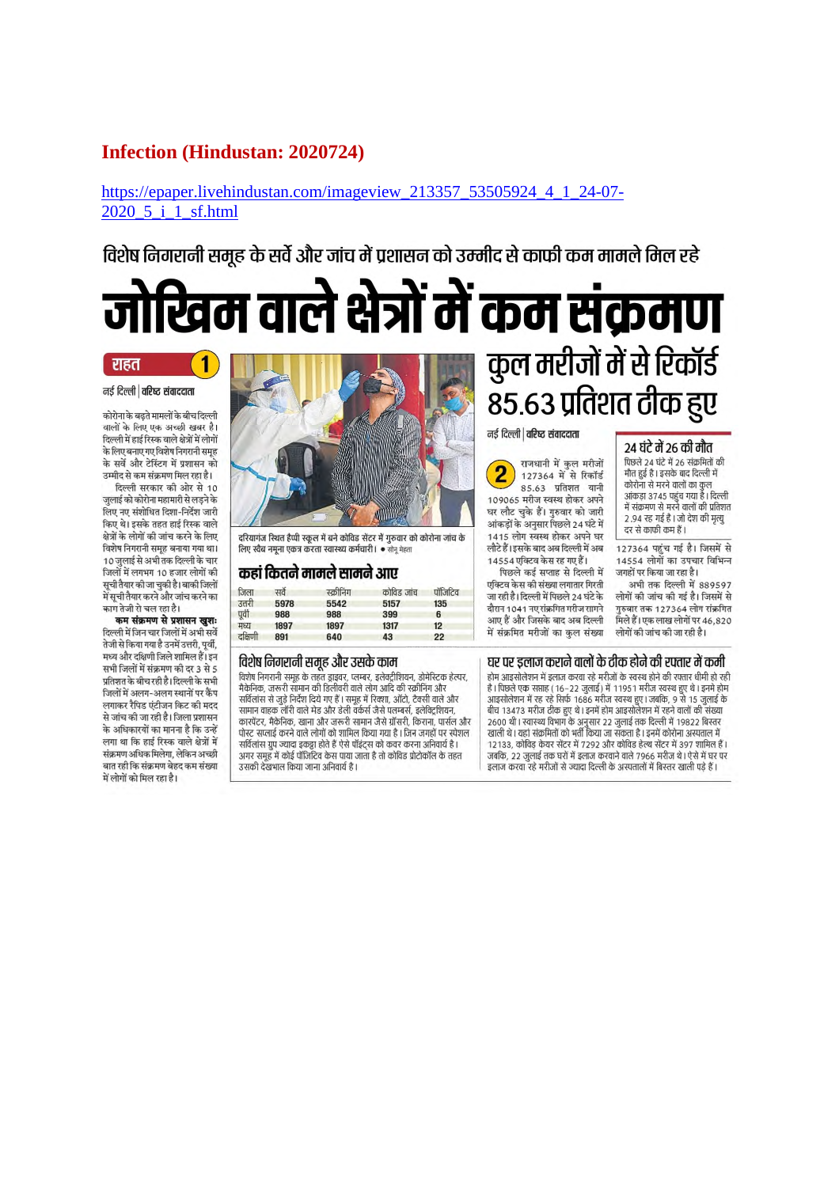# Infection (Hindustan: 2020724)

https://epaper.livehindustan.com/imageview_213357_53505924_4_1_24-07-2020_5_i_1_sf.html

विशेष निगरानी समूह के सर्वे और जांच में प्रशासन को उम्मीद से काफी कम मामले मिल रहे

# जोखिम वाले क्षेत्रों में कम संक्रमण

**राहत 1**

नई दिल्ली | वरिष्ठ संवाददाता

कोरोना के बढ़ते मामलों के बीच दिल्ली वालों के लिए एक अच्छी खबर है। दिल्ली में हाई रिस्क वाले क्षेत्रों में लोगों के लिए बनाए गए विशेष निगरानी समूह के सर्वे और टेस्टिंग में प्रशासन को उम्मीद से कम संक्रमण मिल रहा है।

दिल्ली सरकार की ओर से 10 जुलाई को कोरोना महामारी से लड़ने के लिए नए संशोधित दिशा-निर्देश जारी किए थे। इसके तहत हाई रिस्क वाले क्षेत्रों के लोगों की जांच करने के लिए विशेष निगरानी समूह बनाया गया था। 10 जुलाई से अभी तक दिल्ली के चार जिलों में लगभग 10 हजार लोगों की सूची तैयार की जा चुकी है। बाकी जिलों में सूची तैयार करने और जांच करने का काम तेजी से चल रहा है।

**कम संक्रमण से प्रशासन खुश:** दिल्ली में जिन चार जिलों में अभी सर्वे तेजी से किया गया है उनमें उत्तरी, पूर्वी, मध्य और दक्षिणी जिले शामिल हैं। इन सभी जिलों में संक्रमण की दर 3 से 5 प्रतिशत के बीच रही है। दिल्ली के सभी जिलों में अलग-अलग स्थानों पर कैंप लगाकर रैपिड एंटीजन किट की मदद से जांच की जा रही है। जिला प्रशासन के अधिकारियों का मानना है कि उन्हें लगा था कि हाई रिस्क वाले क्षेत्रों में संक्रमण अधिक मिलेगा, लेकिन अच्छी बात रही कि संक्रमण बेहद कम संख्या में लोगों को मिल रहा है।

दरियागंज स्थित हैप्पी स्कूल में बने कोविड सेंटर में गुरुवार को कोरोना जांच के लिए स्वैब नमूना एकत्र करता स्वास्थ्य कर्मचारी। • सोनू मेहता

## कहां कितने मामले सामने आए

| जिला | सर्वे | स्क्रीनिंग | कोविड जांच | पॉजिटिव |
|---|---|---|---|---|
| उत्तरी | 5978 | 5542 | 5157 | 135 |
| पूर्वी | 988 | 988 | 399 | 6 |
| मध्य | 1897 | 1897 | 1317 | 12 |
| दक्षिणी | 891 | 640 | 43 | 22 |

## विशेष निगरानी समूह और उसके काम

विशेष निगरानी समूह के तहत ड्राइवर, प्लम्बर, इलेक्ट्रीशियन, डोमेस्टिक हेल्पर, मैकेनिक, जरूरी सामान की डिलीवरी वाले लोग आदि की स्क्रीनिंग और सर्विलांस से जुड़े निर्देश दिये गए हैं। समूह में रिक्शा, ऑटो, टैक्सी वाले और सामान वाहक लॉरी वाले मेड और डेली वर्कर्स जैसे प्लम्बर्स, इलेक्ट्रिशियन, कारपेंटर, मैकेनिक, खाना और जरूरी सामान जैसे ग्रॉसरी, किराना, पार्सल और पोस्ट सप्लाई करने वाले लोगों को शामिल किया गया है। जिन जगहों पर स्पेशल सर्विलांस ग्रुप ज्यादा इकट्ठा होते हैं ऐसे पॉइंट्स को कवर करना अनिवार्य है। अगर समूह में कोई पॉजिटिव केस पाया जाता है तो कोविड प्रोटोकॉल के तहत उसकी देखभाल किया जाना अनिवार्य है।

# कुल मरीजों में से रिकॉर्ड 85.63 प्रतिशत ठीक हुए

नई दिल्ली | वरिष्ठ संवाददाता

**2** राजधानी में कुल मरीजों 127364 में से रिकॉर्ड 85.63 प्रतिशत यानी 109065 मरीज स्वस्थ होकर अपने घर लौट चुके हैं। गुरुवार को जारी आंकड़ों के अनुसार पिछले 24 घंटे में 1415 लोग स्वस्थ होकर अपने घर लौटे हैं। इसके बाद अब दिल्ली में अब 14554 एक्टिव केस रह गए हैं।

पिछले कई सप्ताह से दिल्ली में एक्टिव केस की संख्या लगातार गिरती जा रही है। दिल्ली में पिछले 24 घंटे के दौरान 1041 नए संक्रमित मरीज सामने आए हैं और जिसके बाद अब दिल्ली में संक्रमित मरीजों की कुल संख्या 127364 पहुंच गई है। जिसमें से 14554 लोगों का उपचार विभिन्न जगहों पर किया जा रहा है।

अभी तक दिल्ली में 889597 लोगों की जांच की गई है। जिसमें से गुरुवार तक 127364 लोग संक्रमित मिले हैं। एक लाख लोगों पर 46,820 लोगों की जांच की जा रही है।

### 24 घंटे में 26 की मौत

पिछले 24 घंटे में 26 संक्रमितों की मौत हुई है। इसके बाद दिल्ली में कोरोना से मरने वालों का कुल आंकड़ा 3745 पहुंच गया है। दिल्ली में संक्रमण से मरने वालों की प्रतिशत 2.94 रह गई है। जो देश की मृत्यु दर से काफी कम है।

## घर पर इलाज कराने वालों के ठीक होने की रफ्तार में कमी

होम आइसोलेशन में इलाज करवा रहे मरीजों के स्वस्थ होने की रफ्तार धीमी हो रही है। पिछले एक सप्ताह (16-22 जुलाई) में 11951 मरीज स्वस्थ हुए थे। इनमें होम आइसोलेशन में रह रहे सिर्फ 1686 मरीज स्वस्थ हुए। जबकि, 9 से 15 जुलाई के बीच 13473 मरीज ठीक हुए थे। इनमें होम आइसोलेशन में रहने वालों की संख्या 2600 थी। स्वास्थ्य विभाग के अनुसार 22 जुलाई तक दिल्ली में 19822 बिस्तर खाली थे। वहां संक्रमितों को भर्ती किया जा सकता है। इनमें कोरोना अस्पताल में 12133, कोविड केयर सेंटर में 7292 और कोविड हेल्थ सेंटर में 397 शामिल हैं। जबकि, 22 जुलाई तक घरों में इलाज करवाने वाले 7966 मरीज थे। ऐसे में घर पर इलाज करवा रहे मरीजों से ज्यादा दिल्ली के अस्पतालों में बिस्तर खाली पड़े हैं।